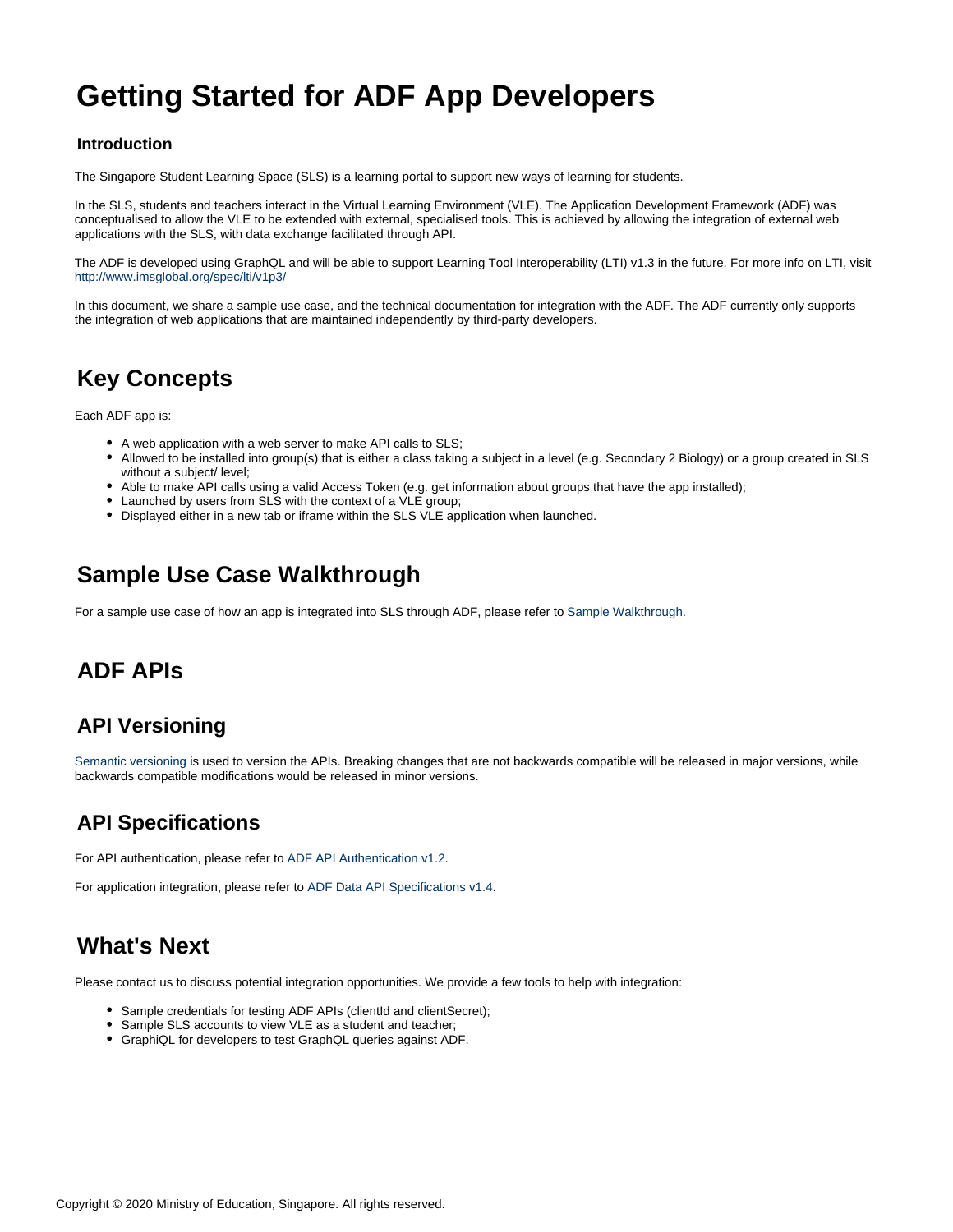# Getting Started for ADF App Developers

### Introduction

The Singapore Student Learning Space (SLS) is a learning portal to support new ways of learning for students.

In the SLS, students and teachers interact in the Virtual Learning Environment (VLE). The Application Development Framework (ADF) was conceptualised to allow the VLE to be extended with external, specialised tools. This is achieved by allowing the integration of external web applications with the SLS, with data exchange facilitated through API.

The ADF is developed using GraphQL and will be able to support Learning Tool Interoperability (LTI) v1.3 in the future. For more info on LTI, visit http://www.imsglobal.org/spec/lti/v1p3/

In this document, we share a sample use case, and the technical documentation for integration with the ADF. The ADF currently only supports the integration of web applications that are maintained independently by third-party developers.

## Key Concepts

Each ADF app is:

- A web application with a web server to make API calls to SLS;
- Allowed to be installed into group(s) that is either a class taking a subject in a level (e.g. Secondary 2 Biology) or a group created in SLS without a subject/ level;
- Able to make API calls using a valid Access Token (e.g. get information about groups that have the app installed);
- Launched by users from SLS with the context of a VLE group;
- Displayed either in a new tab or iframe within the SLS VLE application when launched.

## Sample Use Case Walkthrough

For a sample use case of how an app is integrated into SLS through ADF, please refer to Sample Walkthrough.

## ADF APIs

## API Versioning

Semantic versioning is used to version the APIs. Breaking changes that are not backwards compatible will be released in major versions, while backwards compatible modifications would be released in minor versions.

## API Specifications

For API authentication, please refer to ADF API Authentication v1.2.

For application integration, please refer to ADF Data API Specifications v1.4.

## What's Next

Please contact us to discuss potential integration opportunities. We provide a few tools to help with integration:

- Sample credentials for testing ADF APIs (clientId and clientSecret);
- Sample SLS accounts to view VLE as a student and teacher;
- GraphiQL for developers to test GraphQL queries against ADF.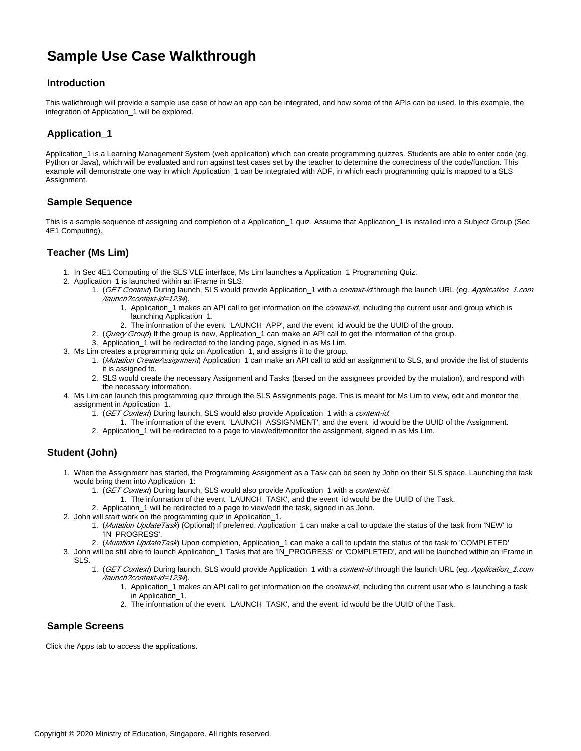# Sample Use Case Walkthrough

## Introduction

This walkthrough will provide a sample use case of how an app can be integrated, and how some of the APIs can be used. In this example, the integration of Application_1 will be explored.

## Application_1

Application_1 is a Learning Management System (web application) which can create programming quizzes. Students are able to enter code (eg. Python or Java), which will be evaluated and run against test cases set by the teacher to determine the correctness of the code/function. This example will demonstrate one way in which Application_1 can be integrated with ADF, in which each programming quiz is mapped to a SLS Assignment.

## Sample Sequence

This is a sample sequence of assigning and completion of a Application_1 quiz. Assume that Application_1 is installed into a Subject Group (Sec 4E1 Computing).

## Teacher (Ms Lim)

1. In Sec 4E1 Computing of the SLS VLE interface, Ms Lim launches a Application_1 Programming Quiz.
2. Application_1 is launched within an iFrame in SLS.
    1. (*GET Context*) During launch, SLS would provide Application_1 with a *context-id* through the launch URL (eg. *Application_1.com/launch?context-id=1234*).
        1. Application_1 makes an API call to get information on the *context-id*, including the current user and group which is launching Application_1.
        2. The information of the event 'LAUNCH_APP', and the event_id would be the UUID of the group.
    2. (*Query Group*) If the group is new, Application_1 can make an API call to get the information of the group.
    3. Application_1 will be redirected to the landing page, signed in as Ms Lim.
3. Ms Lim creates a programming quiz on Application_1, and assigns it to the group.
    1. (*Mutation CreateAssignment*) Application_1 can make an API call to add an assignment to SLS, and provide the list of students it is assigned to.
    2. SLS would create the necessary Assignment and Tasks (based on the assignees provided by the mutation), and respond with the necessary information.
4. Ms Lim can launch this programming quiz through the SLS Assignments page. This is meant for Ms Lim to view, edit and monitor the assignment in Application_1.
    1. (*GET Context*) During launch, SLS would also provide Application_1 with a *context-id*.
        1. The information of the event 'LAUNCH_ASSIGNMENT', and the event_id would be the UUID of the Assignment.
    2. Application_1 will be redirected to a page to view/edit/monitor the assignment, signed in as Ms Lim.

## Student (John)

1. When the Assignment has started, the Programming Assignment as a Task can be seen by John on their SLS space. Launching the task would bring them into Application_1:
    1. (*GET Context*) During launch, SLS would also provide Application_1 with a *context-id*.
        1. The information of the event 'LAUNCH_TASK', and the event_id would be the UUID of the Task.
    2. Application_1 will be redirected to a page to view/edit the task, signed in as John.
2. John will start work on the programming quiz in Application_1.
    1. (*Mutation UpdateTask*) (Optional) If preferred, Application_1 can make a call to update the status of the task from 'NEW' to 'IN_PROGRESS'.
    2. (*Mutation UpdateTask*) Upon completion, Application_1 can make a call to update the status of the task to 'COMPLETED'
3. John will be still able to launch Application_1 Tasks that are 'IN_PROGRESS' or 'COMPLETED', and will be launched within an iFrame in SLS.
    1. (*GET Context*) During launch, SLS would provide Application_1 with a *context-id* through the launch URL (eg. *Application_1.com/launch?context-id=1234*).
        1. Application_1 makes an API call to get information on the *context-id*, including the current user who is launching a task in Application_1.
        2. The information of the event 'LAUNCH_TASK', and the event_id would be the UUID of the Task.

## Sample Screens

Click the Apps tab to access the applications.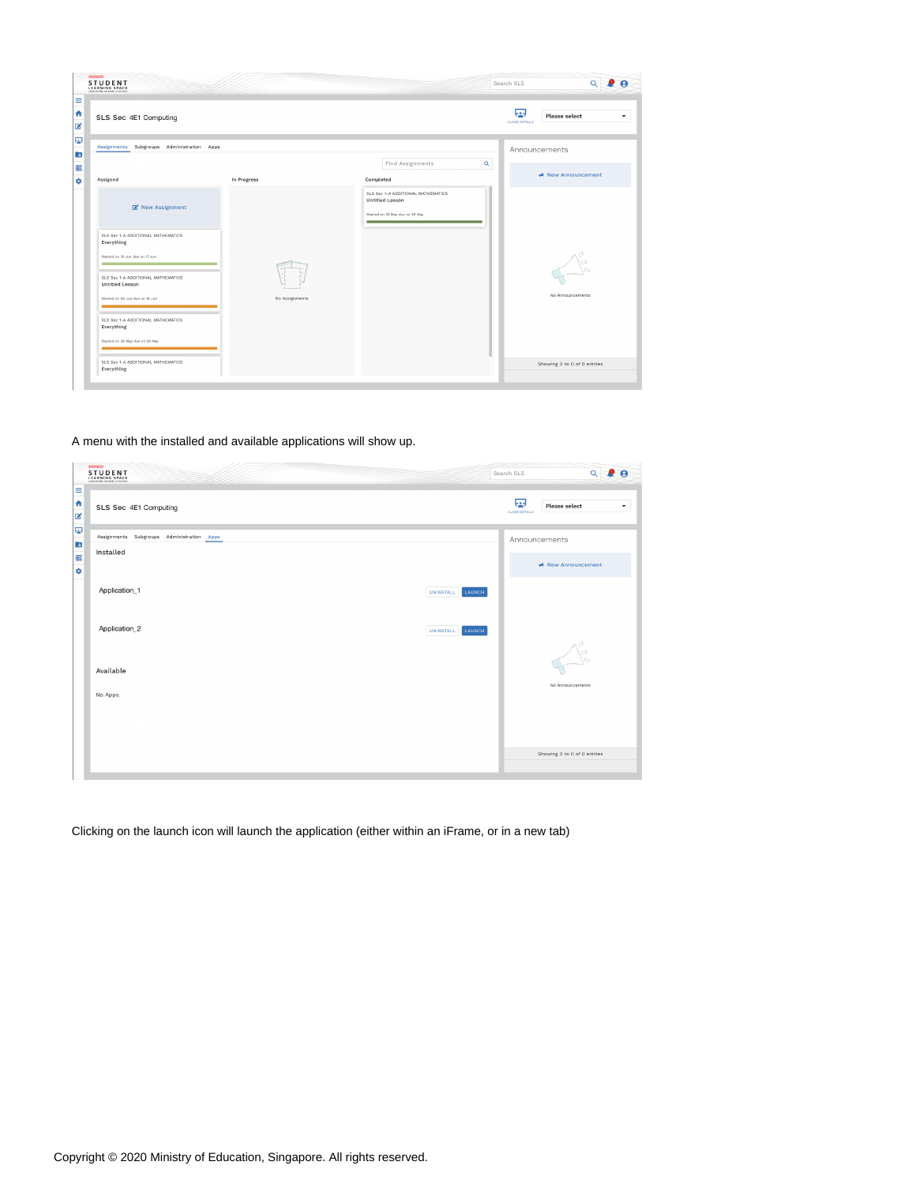A menu with the installed and available applications will show up.

Clicking on the launch icon will launch the application (either within an iFrame, or in a new tab)

Copyright © 2020 Ministry of Education, Singapore. All rights reserved.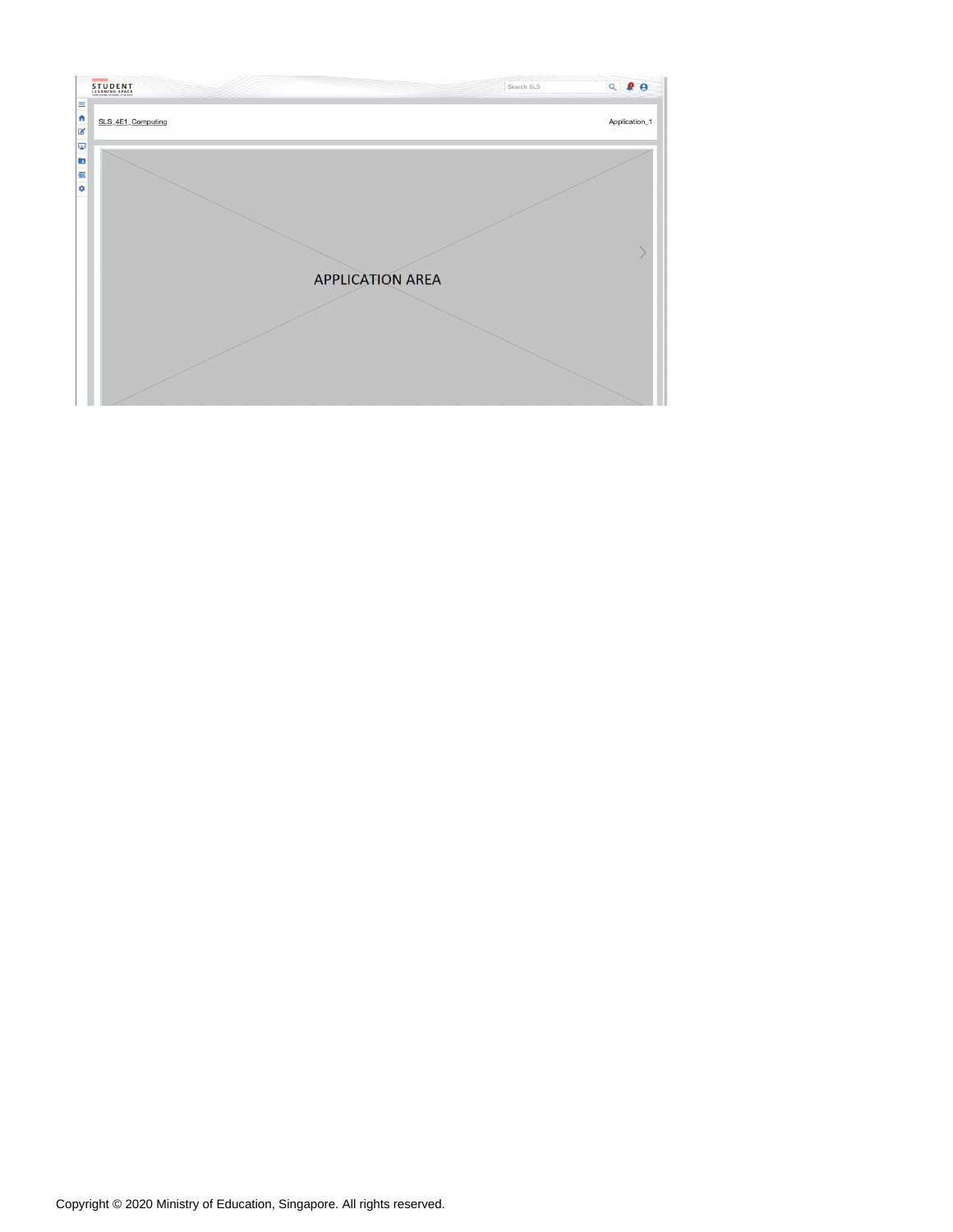STUDENT LEARNING SPACE

Search SLS

SLS, 4E1, Computing

Application_1

APPLICATION AREA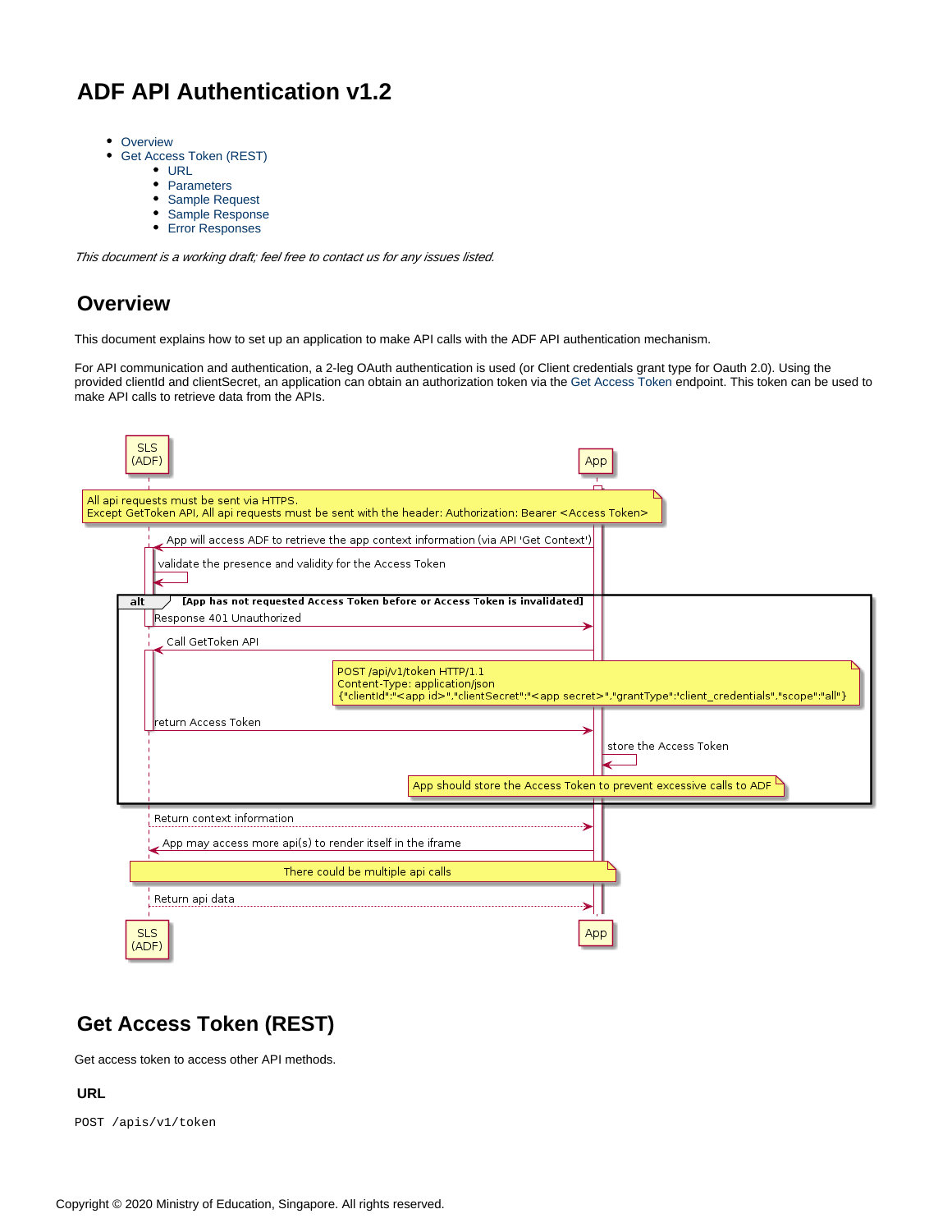# ADF API Authentication v1.2

- Overview
- Get Access Token (REST)
  - URL
  - Parameters
  - Sample Request
  - Sample Response
  - Error Responses

*This document is a working draft; feel free to contact us for any issues listed.*

## Overview

This document explains how to set up an application to make API calls with the ADF API authentication mechanism.

For API communication and authentication, a 2-leg OAuth authentication is used (or Client credentials grant type for Oauth 2.0). Using the provided clientId and clientSecret, an application can obtain an authorization token via the Get Access Token endpoint. This token can be used to make API calls to retrieve data from the APIs.

```
SLS (ADF)                                                      App

Note: All api requests must be sent via HTTPS.
      Except GetToken API, All api requests must be sent with the header: Authorization: Bearer <Access Token>

App -> SLS (ADF): App will access ADF to retrieve the app context information (via API 'Get Context')
SLS (ADF) -> SLS (ADF): validate the presence and validity for the Access Token

alt [App has not requested Access Token before or Access Token is invalidated]
    SLS (ADF) -> App: Response 401 Unauthorized
    App -> SLS (ADF): Call GetToken API
        Note: POST /api/v1/token HTTP/1.1
              Content-Type: application/json
              {"clientId":"<app id>","clientSecret":"<app secret>","grantType":'client_credentials","scope":"all"}
    SLS (ADF) -> App: return Access Token
    App -> App: store the Access Token
        Note: App should store the Access Token to prevent excessive calls to ADF
end

SLS (ADF) --> App: Return context information
App -> SLS (ADF): App may access more api(s) to render itself in the iframe
    Note: There could be multiple api calls
SLS (ADF) --> App: Return api data

SLS (ADF)                                                      App
```

## Get Access Token (REST)

Get access token to access other API methods.

### URL

```
POST /apis/v1/token
```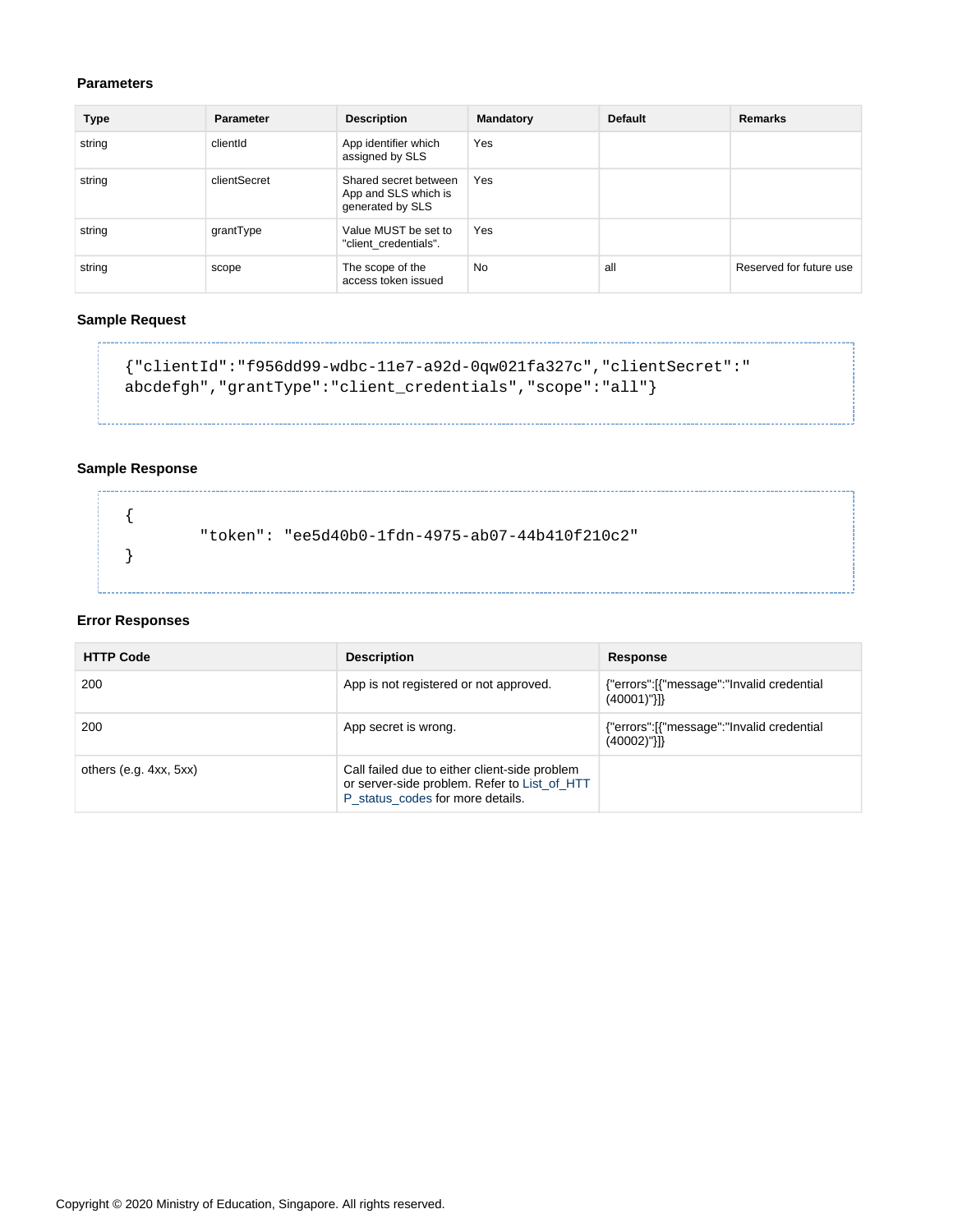### Parameters

| Type | Parameter | Description | Mandatory | Default | Remarks |
| --- | --- | --- | --- | --- | --- |
| string | clientId | App identifier which assigned by SLS | Yes | | |
| string | clientSecret | Shared secret between App and SLS which is generated by SLS | Yes | | |
| string | grantType | Value MUST be set to "client_credentials". | Yes | | |
| string | scope | The scope of the access token issued | No | all | Reserved for future use |

### Sample Request

```
{"clientId":"f956dd99-wdbc-11e7-a92d-0qw021fa327c","clientSecret":"
abcdefgh","grantType":"client_credentials","scope":"all"}
```

### Sample Response

```
{
        "token": "ee5d40b0-1fdn-4975-ab07-44b410f210c2"
}
```

### Error Responses

| HTTP Code | Description | Response |
| --- | --- | --- |
| 200 | App is not registered or not approved. | {"errors":[{"message":"Invalid credential (40001)"}]} |
| 200 | App secret is wrong. | {"errors":[{"message":"Invalid credential (40002)"}]} |
| others (e.g. 4xx, 5xx) | Call failed due to either client-side problem or server-side problem. Refer to List_of_HTTP_status_codes for more details. | |

Copyright © 2020 Ministry of Education, Singapore. All rights reserved.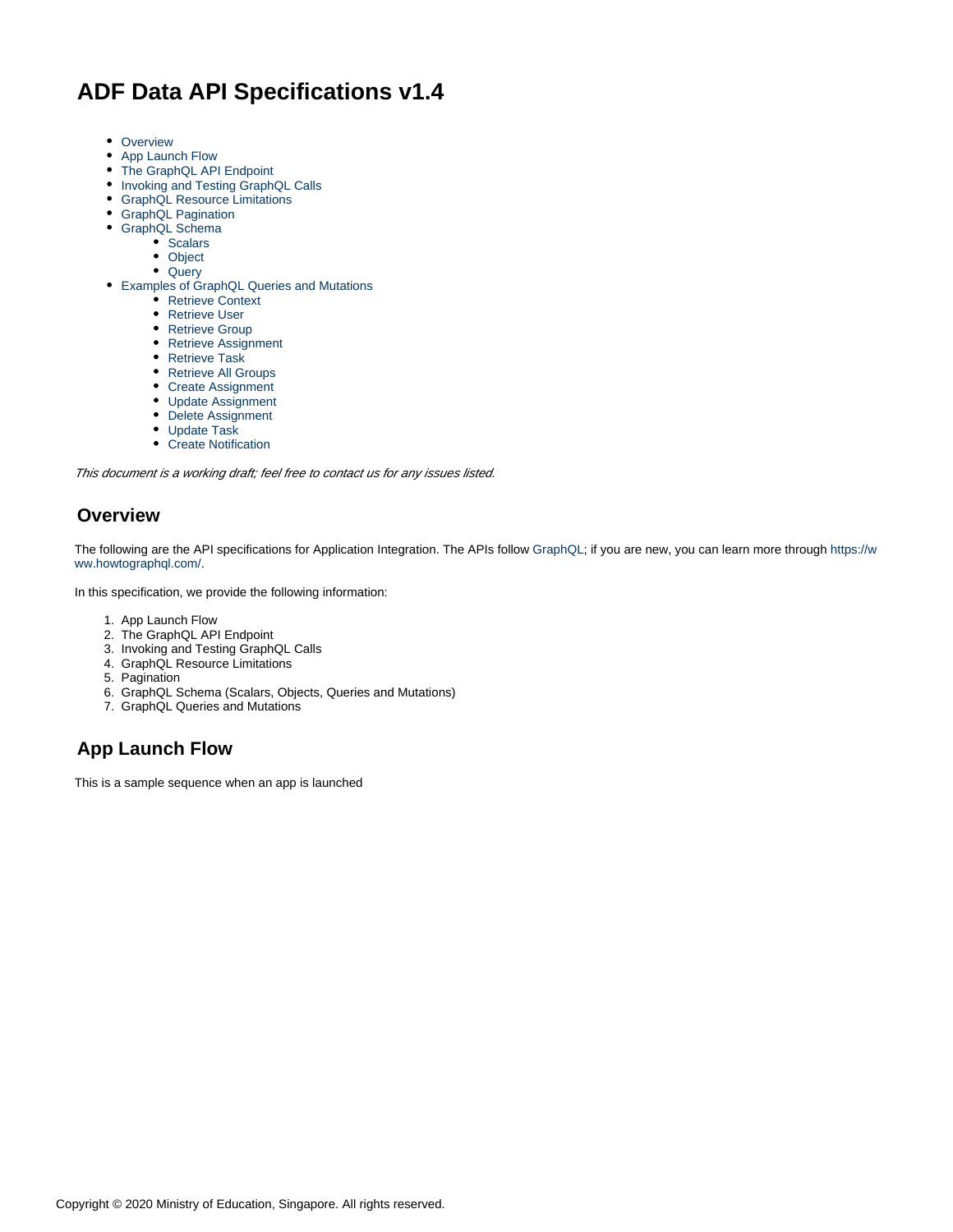# ADF Data API Specifications v1.4

- Overview
- App Launch Flow
- The GraphQL API Endpoint
- Invoking and Testing GraphQL Calls
- GraphQL Resource Limitations
- GraphQL Pagination
- GraphQL Schema
    - Scalars
    - Object
    - Query
- Examples of GraphQL Queries and Mutations
    - Retrieve Context
    - Retrieve User
    - Retrieve Group
    - Retrieve Assignment
    - Retrieve Task
    - Retrieve All Groups
    - Create Assignment
    - Update Assignment
    - Delete Assignment
    - Update Task
    - Create Notification

*This document is a working draft; feel free to contact us for any issues listed.*

## Overview

The following are the API specifications for Application Integration. The APIs follow GraphQL; if you are new, you can learn more through https://www.howtographql.com/.

In this specification, we provide the following information:

1. App Launch Flow
2. The GraphQL API Endpoint
3. Invoking and Testing GraphQL Calls
4. GraphQL Resource Limitations
5. Pagination
6. GraphQL Schema (Scalars, Objects, Queries and Mutations)
7. GraphQL Queries and Mutations

## App Launch Flow

This is a sample sequence when an app is launched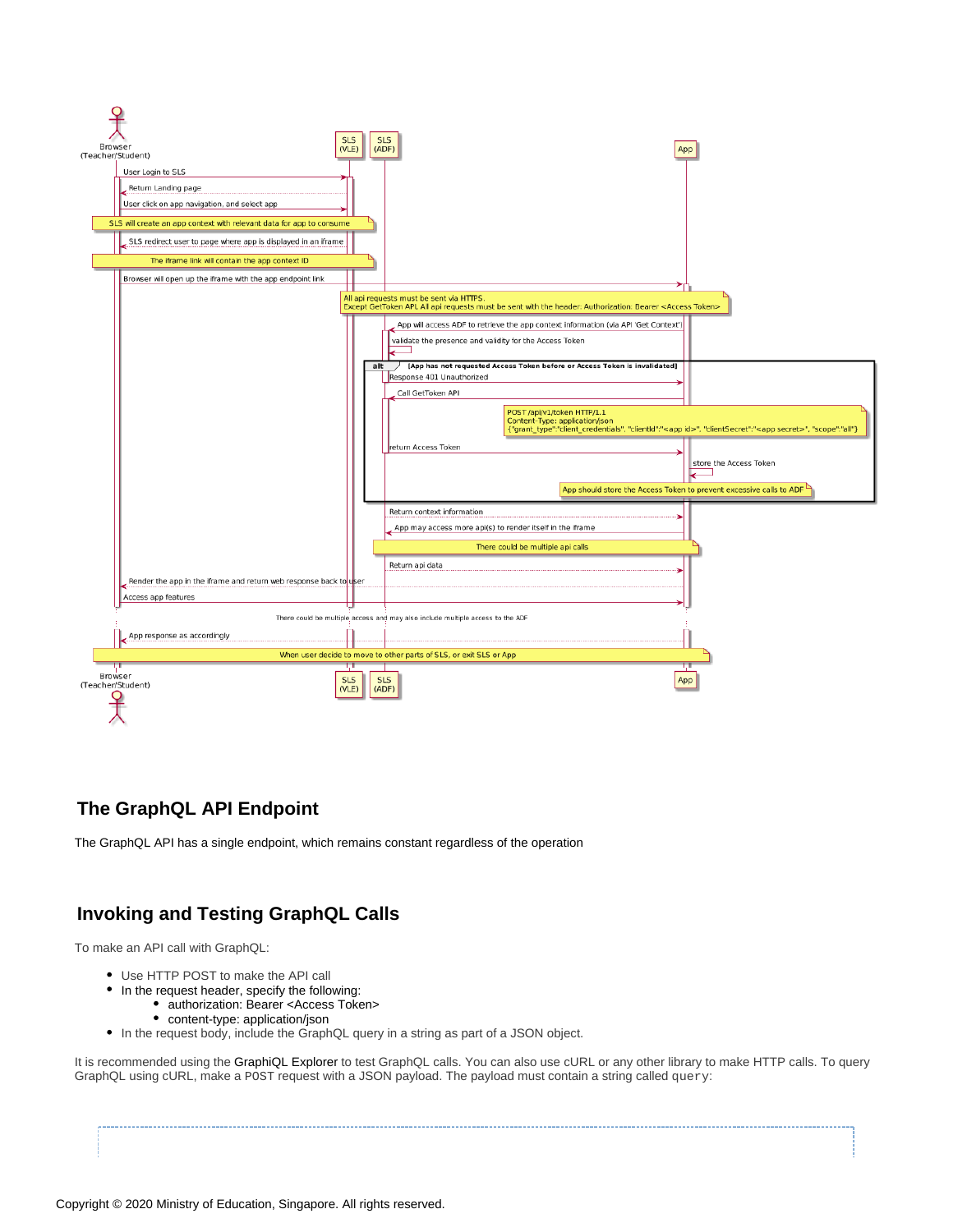Browser (Teacher/Student)

SLS (VLE)

SLS (ADF)

App

User Login to SLS

Return Landing page

User click on app navigation, and select app

SLS will create an app context with relevant data for app to consume

SLS redirect user to page where app is displayed in an iframe

The iframe link will contain the app context ID

Browser will open up the iframe with the app endpoint link

All api requests must be sent via HTTPS.
Except GetToken API, All api requests must be sent with the header: Authorization: Bearer <Access Token>

App will access ADF to retrieve the app context information (via API 'Get Context')

validate the presence and validity for the Access Token

alt [App has not requested Access Token before or Access Token is invalidated]

Response 401 Unauthorized

Call GetToken API

POST /api/v1/token HTTP/1.1
Content-Type: application/json
{"grant_type":"client_credentials", "clientId":"<app id>", "clientSecret":"<app secret>", "scope":"all"}

return Access Token

store the Access Token

App should store the Access Token to prevent excessive calls to ADF

Return context information

App may access more api(s) to render itself in the iframe

There could be multiple api calls

Return api data

Render the app in the iframe and return web response back to user

Access app features

There could be multiple access and may also include multiple access to the ADF

App response accordingly

When user decide to move to other parts of SLS, or exit SLS or App

Browser (Teacher/Student)

SLS (VLE)

SLS (ADF)

App

## The GraphQL API Endpoint

The GraphQL API has a single endpoint, which remains constant regardless of the operation

## Invoking and Testing GraphQL Calls

To make an API call with GraphQL:

- Use HTTP POST to make the API call
- In the request header, specify the following:
  - authorization: Bearer <Access Token>
  - content-type: application/json
- In the request body, include the GraphQL query in a string as part of a JSON object.

It is recommended using the GraphiQL Explorer to test GraphQL calls. You can also use cURL or any other library to make HTTP calls. To query GraphQL using cURL, make a `POST` request with a JSON payload. The payload must contain a string called `query`: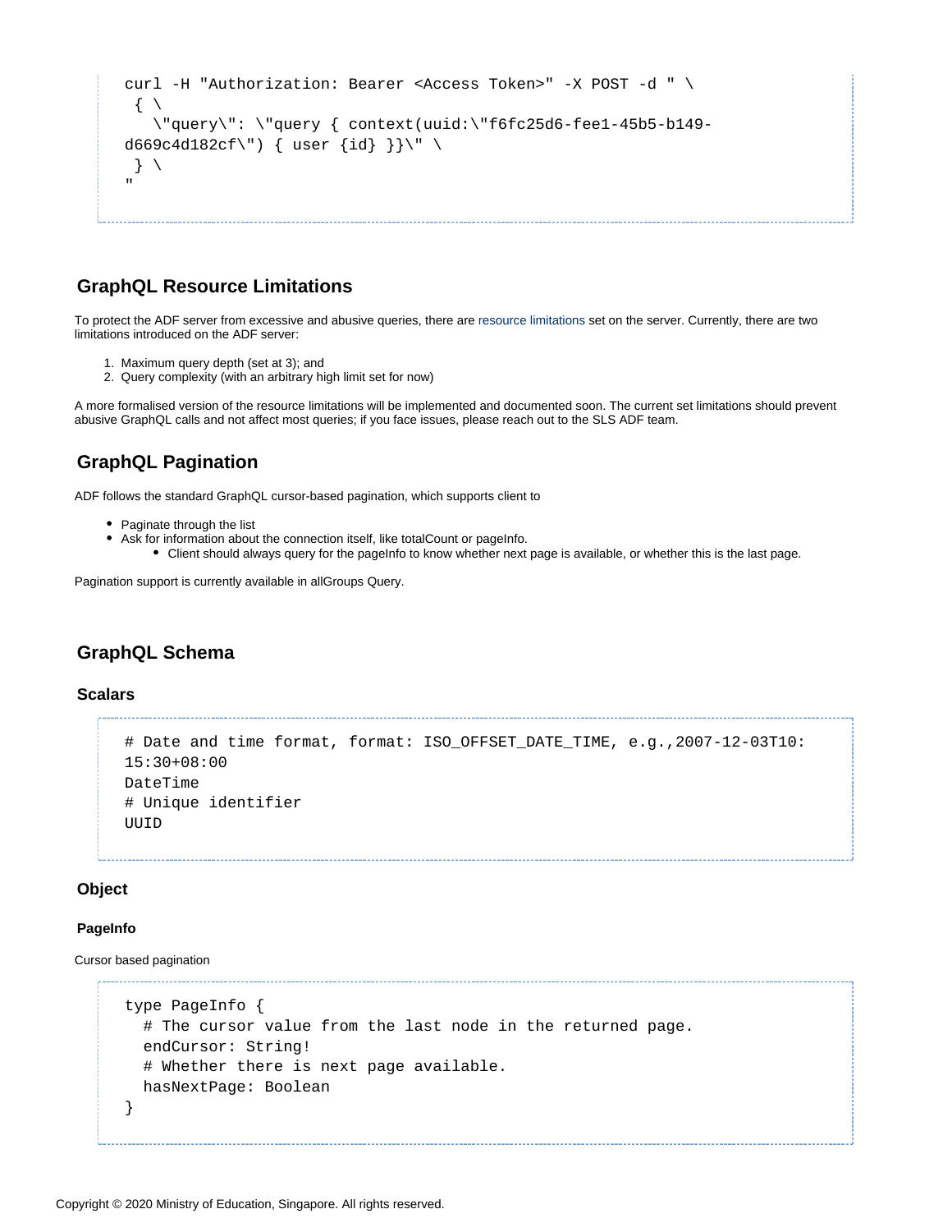```
curl -H "Authorization: Bearer <Access Token>" -X POST -d " \
 { \
   \"query\": \"query { context(uuid:\"f6fc25d6-fee1-45b5-b149-
d669c4d182cf\") { user {id} }}\" \
 } \
"
```

## GraphQL Resource Limitations

To protect the ADF server from excessive and abusive queries, there are resource limitations set on the server. Currently, there are two limitations introduced on the ADF server:

1. Maximum query depth (set at 3); and
2. Query complexity (with an arbitrary high limit set for now)

A more formalised version of the resource limitations will be implemented and documented soon. The current set limitations should prevent abusive GraphQL calls and not affect most queries; if you face issues, please reach out to the SLS ADF team.

## GraphQL Pagination

ADF follows the standard GraphQL cursor-based pagination, which supports client to

- Paginate through the list
- Ask for information about the connection itself, like totalCount or pageInfo.
  - Client should always query for the pageInfo to know whether next page is available, or whether this is the last page.

Pagination support is currently available in allGroups Query.

## GraphQL Schema

### Scalars

```
# Date and time format, format: ISO_OFFSET_DATE_TIME, e.g.,2007-12-03T10:
15:30+08:00
DateTime
# Unique identifier
UUID
```

### Object

#### PageInfo

Cursor based pagination

```
type PageInfo {
  # The cursor value from the last node in the returned page.
  endCursor: String!
  # Whether there is next page available.
  hasNextPage: Boolean
}
```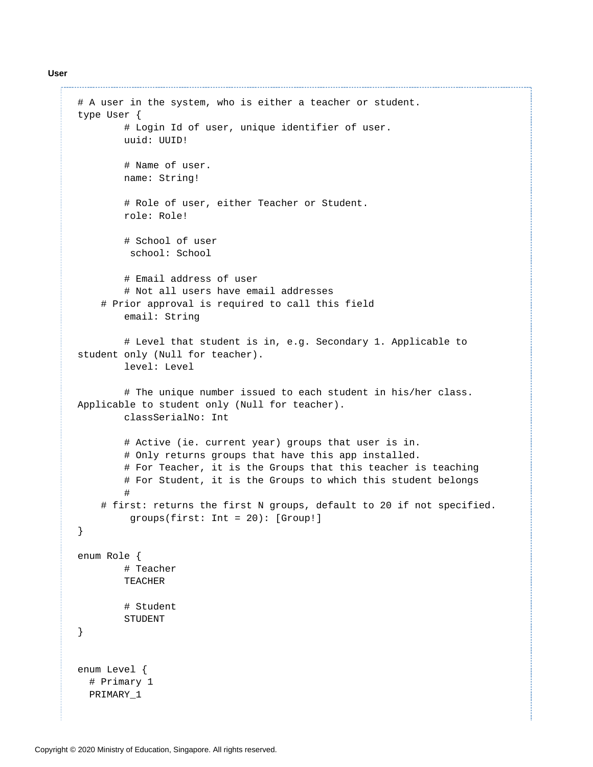**User**

```
# A user in the system, who is either a teacher or student.
type User {
        # Login Id of user, unique identifier of user.
        uuid: UUID!

        # Name of user.
        name: String!

        # Role of user, either Teacher or Student.
        role: Role!

        # School of user
         school: School

        # Email address of user
        # Not all users have email addresses
    # Prior approval is required to call this field
        email: String

        # Level that student is in, e.g. Secondary 1. Applicable to
student only (Null for teacher).
        level: Level

        # The unique number issued to each student in his/her class.
Applicable to student only (Null for teacher).
        classSerialNo: Int

        # Active (ie. current year) groups that user is in.
        # Only returns groups that have this app installed.
        # For Teacher, it is the Groups that this teacher is teaching
        # For Student, it is the Groups to which this student belongs
        #
    # first: returns the first N groups, default to 20 if not specified.
         groups(first: Int = 20): [Group!]
}

enum Role {
        # Teacher
        TEACHER

        # Student
        STUDENT
}


enum Level {
  # Primary 1
  PRIMARY_1
```

Copyright © 2020 Ministry of Education, Singapore. All rights reserved.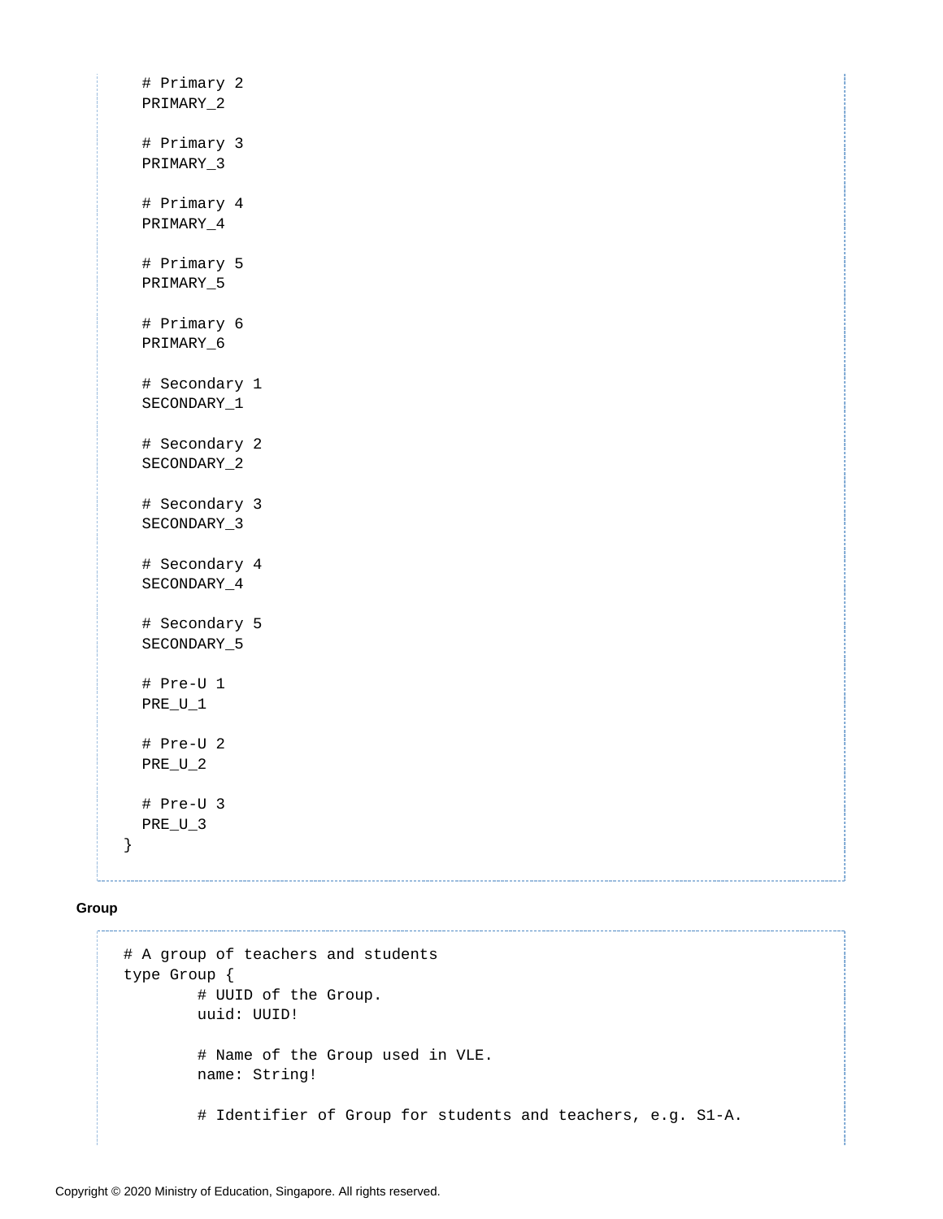```
  # Primary 2
  PRIMARY_2

  # Primary 3
  PRIMARY_3

  # Primary 4
  PRIMARY_4

  # Primary 5
  PRIMARY_5

  # Primary 6
  PRIMARY_6

  # Secondary 1
  SECONDARY_1

  # Secondary 2
  SECONDARY_2

  # Secondary 3
  SECONDARY_3

  # Secondary 4
  SECONDARY_4

  # Secondary 5
  SECONDARY_5

  # Pre-U 1
  PRE_U_1

  # Pre-U 2
  PRE_U_2

  # Pre-U 3
  PRE_U_3
}
```

**Group**

```
# A group of teachers and students
type Group {
        # UUID of the Group.
        uuid: UUID!

        # Name of the Group used in VLE.
        name: String!

        # Identifier of Group for students and teachers, e.g. S1-A.
```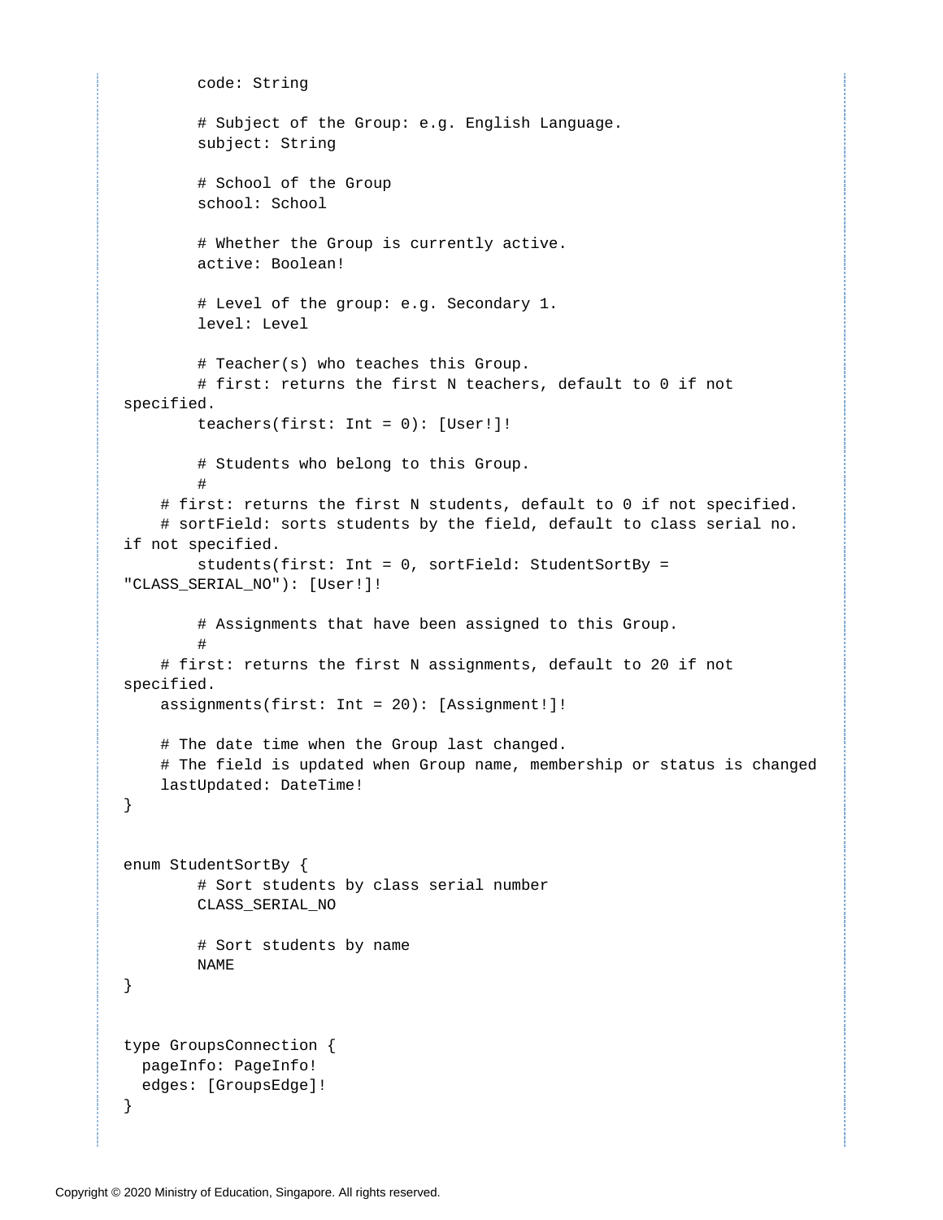```
        code: String

        # Subject of the Group: e.g. English Language.
        subject: String

        # School of the Group
        school: School

        # Whether the Group is currently active.
        active: Boolean!

        # Level of the group: e.g. Secondary 1.
        level: Level

        # Teacher(s) who teaches this Group.
        # first: returns the first N teachers, default to 0 if not
specified.
        teachers(first: Int = 0): [User!]!

        # Students who belong to this Group.
        #
    # first: returns the first N students, default to 0 if not specified.
    # sortField: sorts students by the field, default to class serial no.
if not specified.
        students(first: Int = 0, sortField: StudentSortBy =
"CLASS_SERIAL_NO"): [User!]!

        # Assignments that have been assigned to this Group.
        #
    # first: returns the first N assignments, default to 20 if not
specified.
    assignments(first: Int = 20): [Assignment!]!

    # The date time when the Group last changed.
    # The field is updated when Group name, membership or status is changed
    lastUpdated: DateTime!
}


enum StudentSortBy {
        # Sort students by class serial number
        CLASS_SERIAL_NO

        # Sort students by name
        NAME
}


type GroupsConnection {
  pageInfo: PageInfo!
  edges: [GroupsEdge]!
}
```

Copyright © 2020 Ministry of Education, Singapore. All rights reserved.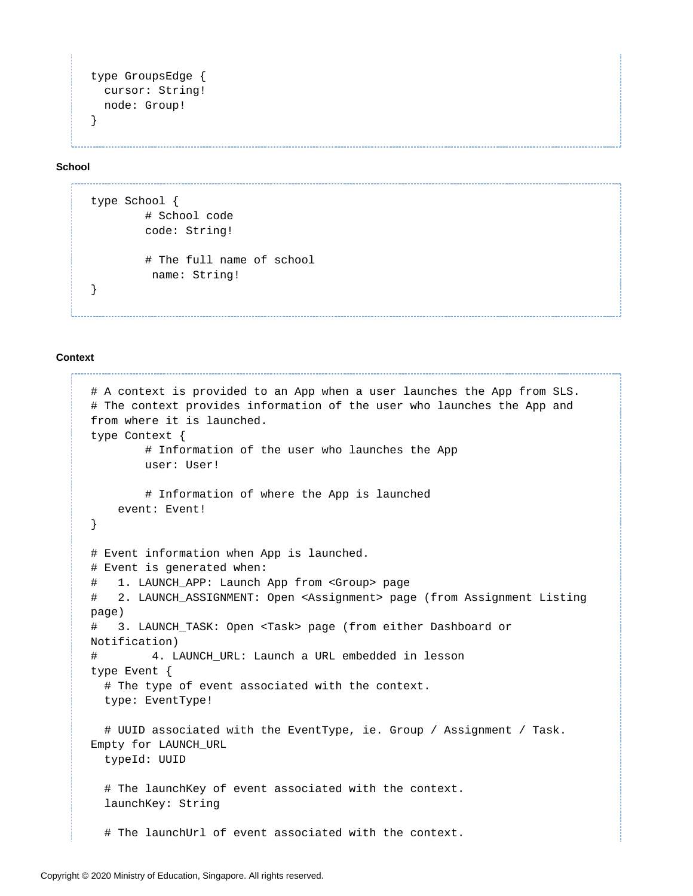```
type GroupsEdge {
  cursor: String!
  node: Group!
}
```

**School**

```
type School {
        # School code
        code: String!

        # The full name of school
         name: String!
}
```

**Context**

```
# A context is provided to an App when a user launches the App from SLS.
# The context provides information of the user who launches the App and
from where it is launched.
type Context {
        # Information of the user who launches the App
        user: User!

        # Information of where the App is launched
    event: Event!
}

# Event information when App is launched.
# Event is generated when:
#   1. LAUNCH_APP: Launch App from <Group> page
#   2. LAUNCH_ASSIGNMENT: Open <Assignment> page (from Assignment Listing
page)
#   3. LAUNCH_TASK: Open <Task> page (from either Dashboard or
Notification)
#        4. LAUNCH_URL: Launch a URL embedded in lesson
type Event {
  # The type of event associated with the context.
  type: EventType!

  # UUID associated with the EventType, ie. Group / Assignment / Task.
Empty for LAUNCH_URL
  typeId: UUID

  # The launchKey of event associated with the context.
  launchKey: String

  # The launchUrl of event associated with the context.
```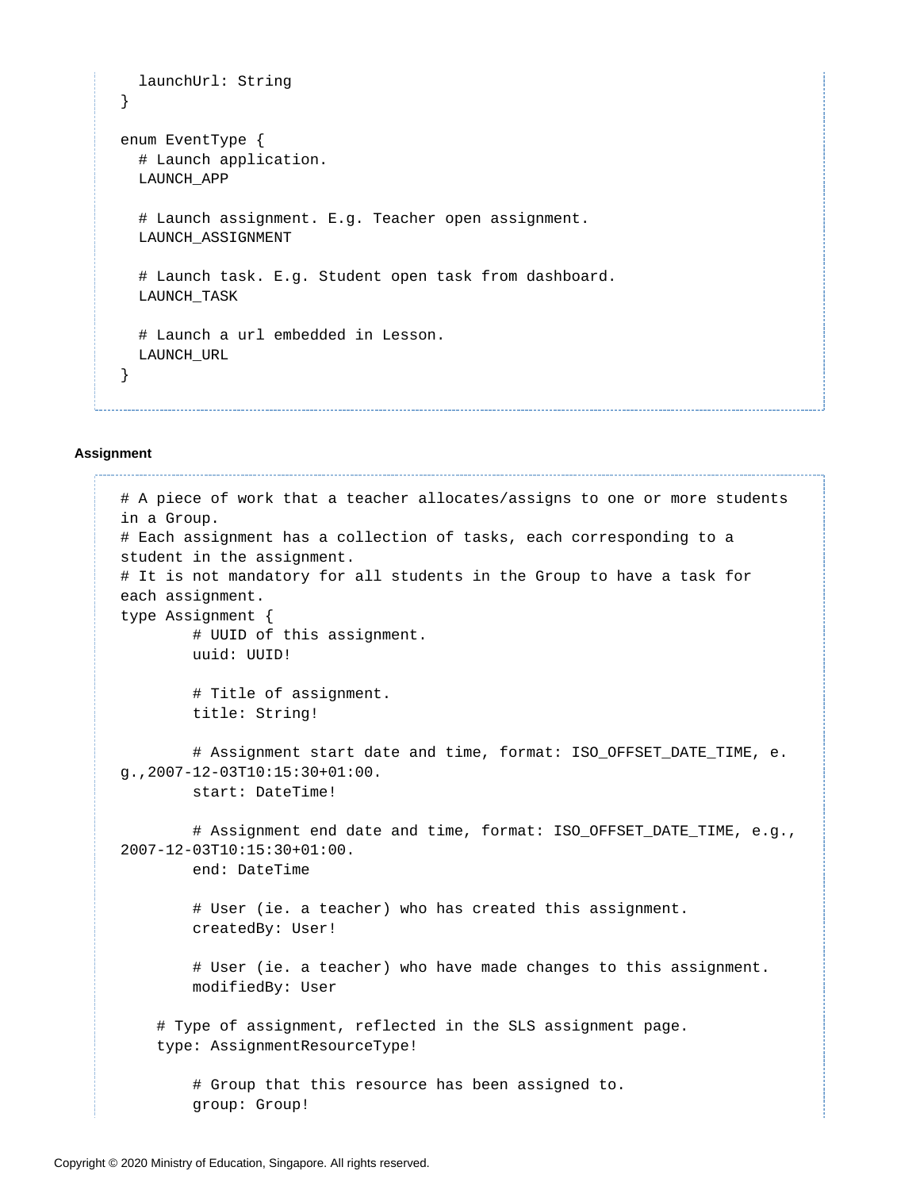```
  launchUrl: String
}

enum EventType {
  # Launch application.
  LAUNCH_APP

  # Launch assignment. E.g. Teacher open assignment.
  LAUNCH_ASSIGNMENT

  # Launch task. E.g. Student open task from dashboard.
  LAUNCH_TASK

  # Launch a url embedded in Lesson.
  LAUNCH_URL
}
```

**Assignment**

```
# A piece of work that a teacher allocates/assigns to one or more students in a Group.
# Each assignment has a collection of tasks, each corresponding to a student in the assignment.
# It is not mandatory for all students in the Group to have a task for each assignment.
type Assignment {
        # UUID of this assignment.
        uuid: UUID!

        # Title of assignment.
        title: String!

        # Assignment start date and time, format: ISO_OFFSET_DATE_TIME, e.g.,2007-12-03T10:15:30+01:00.
        start: DateTime!

        # Assignment end date and time, format: ISO_OFFSET_DATE_TIME, e.g., 2007-12-03T10:15:30+01:00.
        end: DateTime

        # User (ie. a teacher) who has created this assignment.
        createdBy: User!

        # User (ie. a teacher) who have made changes to this assignment.
        modifiedBy: User

     # Type of assignment, reflected in the SLS assignment page.
     type: AssignmentResourceType!

        # Group that this resource has been assigned to.
        group: Group!
```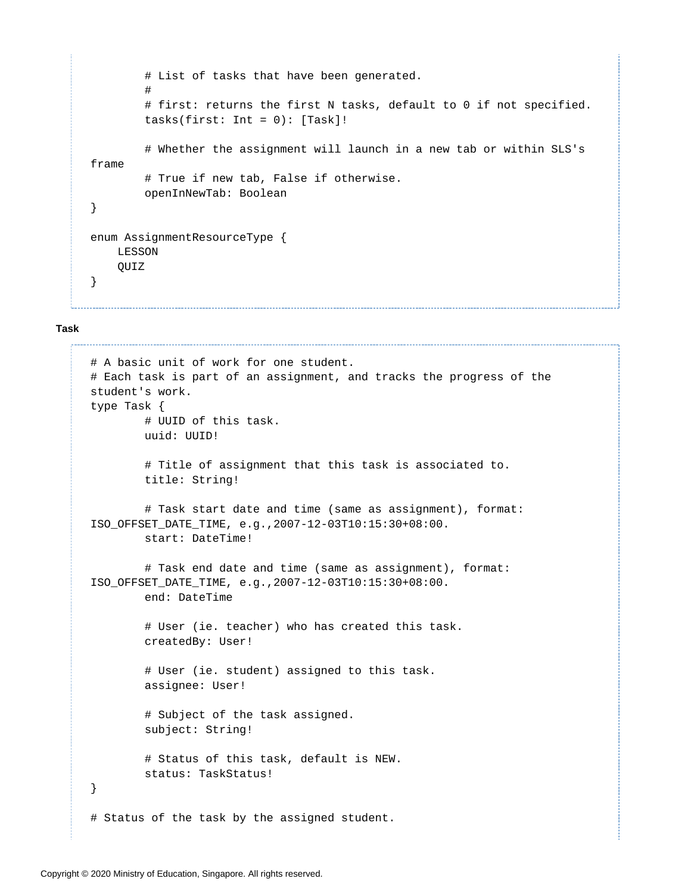```
        # List of tasks that have been generated.
        #
        # first: returns the first N tasks, default to 0 if not specified.
        tasks(first: Int = 0): [Task]!

        # Whether the assignment will launch in a new tab or within SLS's
frame
        # True if new tab, False if otherwise.
        openInNewTab: Boolean
}

enum AssignmentResourceType {
    LESSON
    QUIZ
}
```

**Task**

```
# A basic unit of work for one student.
# Each task is part of an assignment, and tracks the progress of the
student's work.
type Task {
        # UUID of this task.
        uuid: UUID!

        # Title of assignment that this task is associated to.
        title: String!

        # Task start date and time (same as assignment), format:
ISO_OFFSET_DATE_TIME, e.g.,2007-12-03T10:15:30+08:00.
        start: DateTime!

        # Task end date and time (same as assignment), format:
ISO_OFFSET_DATE_TIME, e.g.,2007-12-03T10:15:30+08:00.
        end: DateTime

        # User (ie. teacher) who has created this task.
        createdBy: User!

        # User (ie. student) assigned to this task.
        assignee: User!

        # Subject of the task assigned.
        subject: String!

        # Status of this task, default is NEW.
        status: TaskStatus!
}

# Status of the task by the assigned student.
```

Copyright © 2020 Ministry of Education, Singapore. All rights reserved.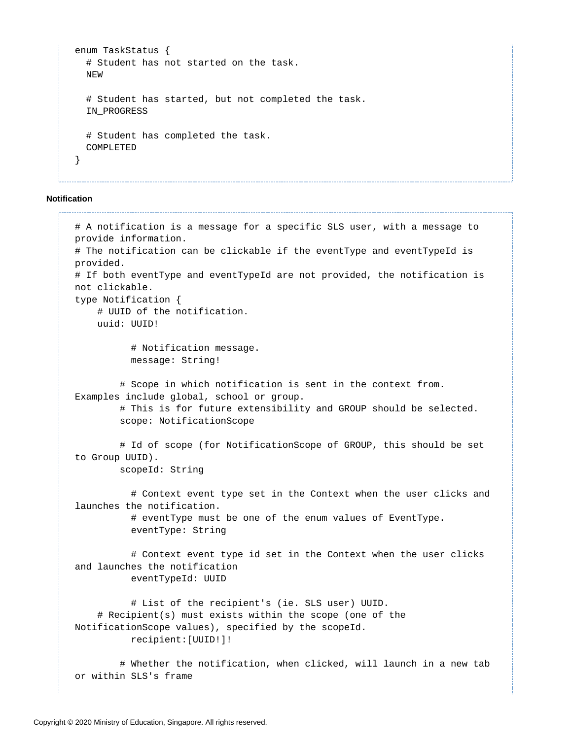```
enum TaskStatus {
  # Student has not started on the task.
  NEW

  # Student has started, but not completed the task.
  IN_PROGRESS

  # Student has completed the task.
  COMPLETED
}
```

**Notification**

```
# A notification is a message for a specific SLS user, with a message to
provide information.
# The notification can be clickable if the eventType and eventTypeId is
provided.
# If both eventType and eventTypeId are not provided, the notification is
not clickable.
type Notification {
    # UUID of the notification.
    uuid: UUID!

          # Notification message.
          message: String!

        # Scope in which notification is sent in the context from.
Examples include global, school or group.
        # This is for future extensibility and GROUP should be selected.
        scope: NotificationScope

        # Id of scope (for NotificationScope of GROUP, this should be set
to Group UUID).
        scopeId: String

          # Context event type set in the Context when the user clicks and
launches the notification.
          # eventType must be one of the enum values of EventType.
          eventType: String

          # Context event type id set in the Context when the user clicks
and launches the notification
          eventTypeId: UUID

          # List of the recipient's (ie. SLS user) UUID.
    # Recipient(s) must exists within the scope (one of the
NotificationScope values), specified by the scopeId.
          recipient:[UUID!]!

        # Whether the notification, when clicked, will launch in a new tab
or within SLS's frame
```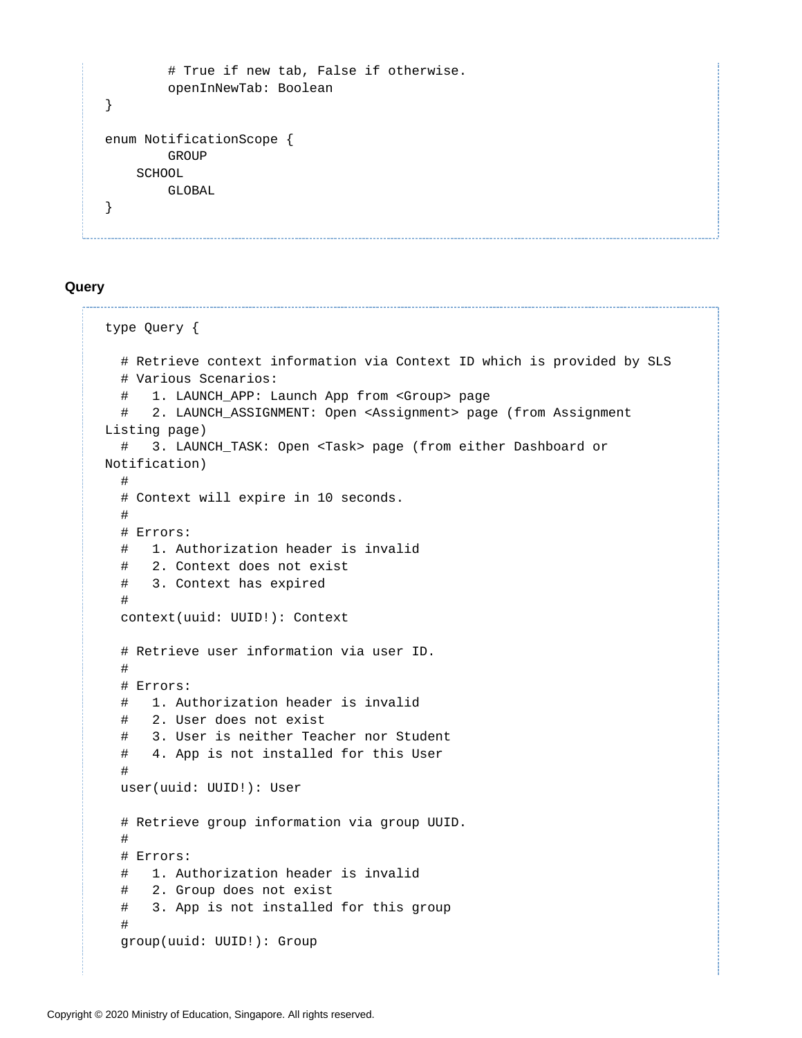```
        # True if new tab, False if otherwise.
        openInNewTab: Boolean
}

enum NotificationScope {
        GROUP
    SCHOOL
        GLOBAL
}
```

**Query**

```
type Query {

  # Retrieve context information via Context ID which is provided by SLS
  # Various Scenarios:
  #   1. LAUNCH_APP: Launch App from <Group> page
  #   2. LAUNCH_ASSIGNMENT: Open <Assignment> page (from Assignment
Listing page)
  #   3. LAUNCH_TASK: Open <Task> page (from either Dashboard or
Notification)
  #
  # Context will expire in 10 seconds.
  #
  # Errors:
  #   1. Authorization header is invalid
  #   2. Context does not exist
  #   3. Context has expired
  #
  context(uuid: UUID!): Context

  # Retrieve user information via user ID.
  #
  # Errors:
  #   1. Authorization header is invalid
  #   2. User does not exist
  #   3. User is neither Teacher nor Student
  #   4. App is not installed for this User
  #
  user(uuid: UUID!): User

  # Retrieve group information via group UUID.
  #
  # Errors:
  #   1. Authorization header is invalid
  #   2. Group does not exist
  #   3. App is not installed for this group
  #
  group(uuid: UUID!): Group
```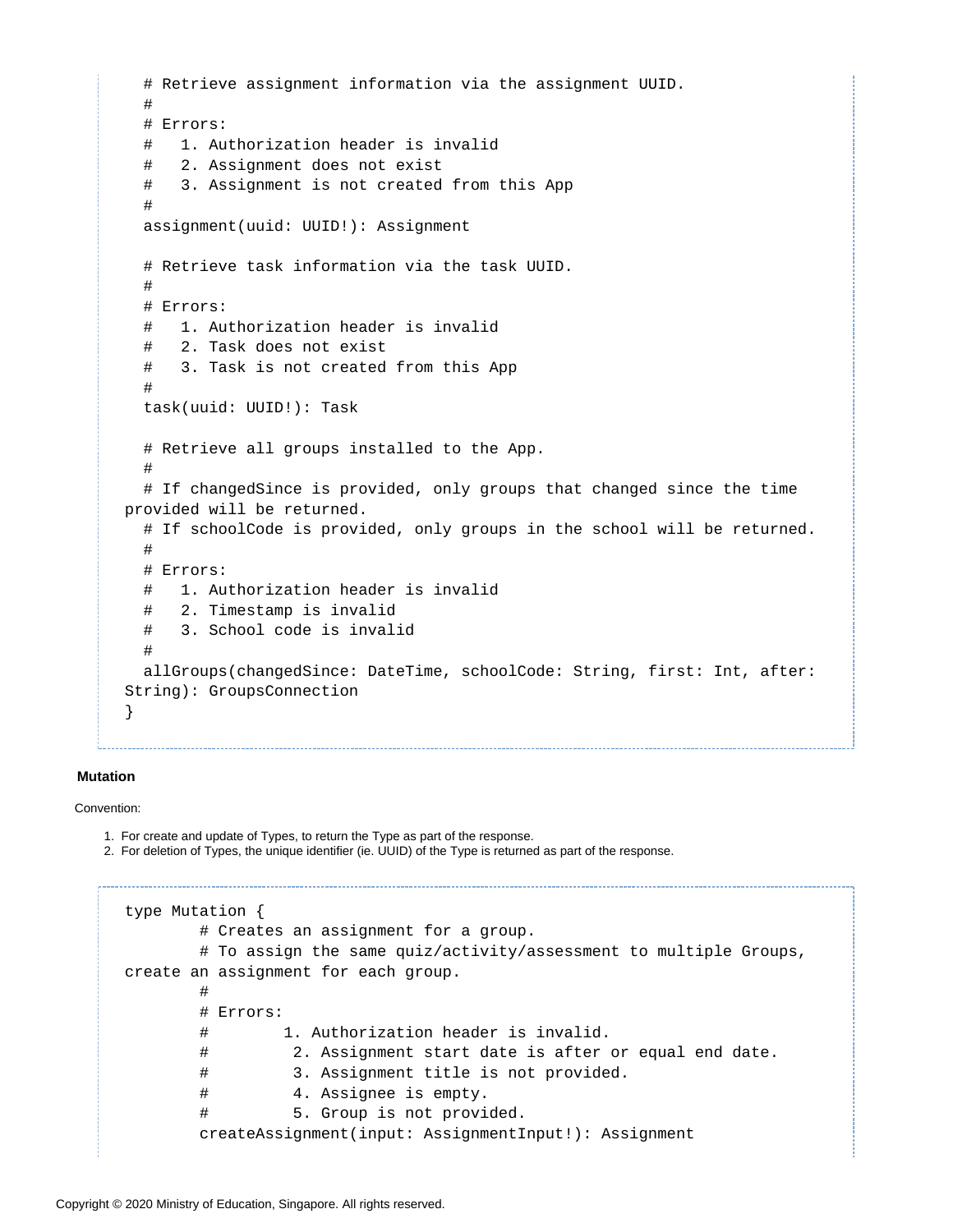```
  # Retrieve assignment information via the assignment UUID.
  #
  # Errors:
  #   1. Authorization header is invalid
  #   2. Assignment does not exist
  #   3. Assignment is not created from this App
  #
  assignment(uuid: UUID!): Assignment

  # Retrieve task information via the task UUID.
  #
  # Errors:
  #   1. Authorization header is invalid
  #   2. Task does not exist
  #   3. Task is not created from this App
  #
  task(uuid: UUID!): Task

  # Retrieve all groups installed to the App.
  #
  # If changedSince is provided, only groups that changed since the time
provided will be returned.
  # If schoolCode is provided, only groups in the school will be returned.
  #
  # Errors:
  #   1. Authorization header is invalid
  #   2. Timestamp is invalid
  #   3. School code is invalid
  #
  allGroups(changedSince: DateTime, schoolCode: String, first: Int, after:
String): GroupsConnection
}
```

**Mutation**

Convention:

1. For create and update of Types, to return the Type as part of the response.
2. For deletion of Types, the unique identifier (ie. UUID) of the Type is returned as part of the response.

```
type Mutation {
        # Creates an assignment for a group.
        # To assign the same quiz/activity/assessment to multiple Groups,
create an assignment for each group.
        #
        # Errors:
        #        1. Authorization header is invalid.
        #         2. Assignment start date is after or equal end date.
        #         3. Assignment title is not provided.
        #         4. Assignee is empty.
        #         5. Group is not provided.
        createAssignment(input: AssignmentInput!): Assignment
```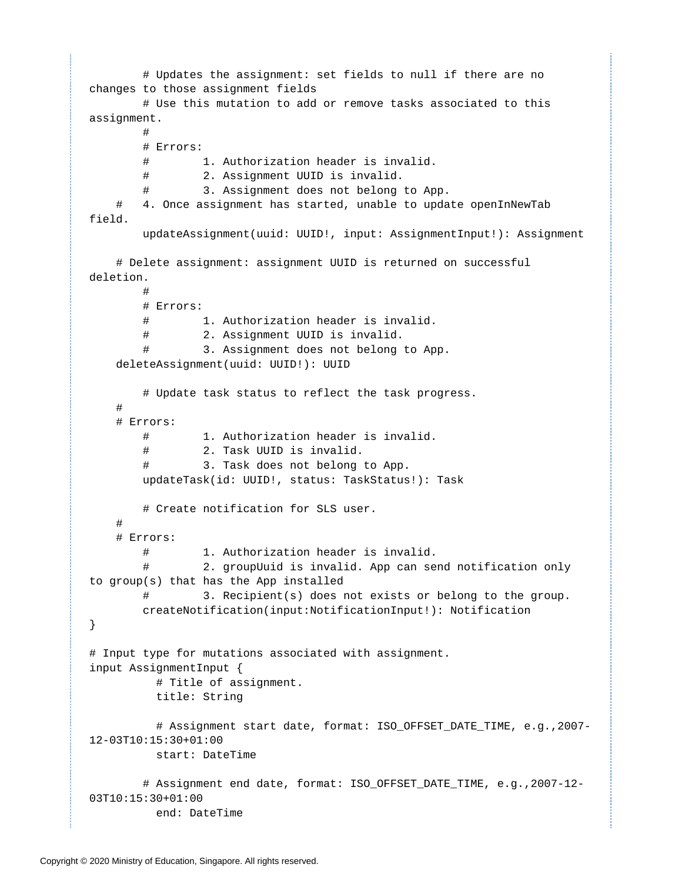```
        # Updates the assignment: set fields to null if there are no
changes to those assignment fields
        # Use this mutation to add or remove tasks associated to this
assignment.
        #
        # Errors:
        #        1. Authorization header is invalid.
        #        2. Assignment UUID is invalid.
        #        3. Assignment does not belong to App.
    #   4. Once assignment has started, unable to update openInNewTab
field.
        updateAssignment(uuid: UUID!, input: AssignmentInput!): Assignment

    # Delete assignment: assignment UUID is returned on successful
deletion.
        #
        # Errors:
        #        1. Authorization header is invalid.
        #        2. Assignment UUID is invalid.
        #        3. Assignment does not belong to App.
    deleteAssignment(uuid: UUID!): UUID

        # Update task status to reflect the task progress.
    #
    # Errors:
        #        1. Authorization header is invalid.
        #        2. Task UUID is invalid.
        #        3. Task does not belong to App.
        updateTask(id: UUID!, status: TaskStatus!): Task

        # Create notification for SLS user.
    #
    # Errors:
        #        1. Authorization header is invalid.
        #        2. groupUuid is invalid. App can send notification only
to group(s) that has the App installed
        #        3. Recipient(s) does not exists or belong to the group.
        createNotification(input:NotificationInput!): Notification
}

# Input type for mutations associated with assignment.
input AssignmentInput {
          # Title of assignment.
          title: String

          # Assignment start date, format: ISO_OFFSET_DATE_TIME, e.g.,2007-
12-03T10:15:30+01:00
          start: DateTime

        # Assignment end date, format: ISO_OFFSET_DATE_TIME, e.g.,2007-12-
03T10:15:30+01:00
          end: DateTime
```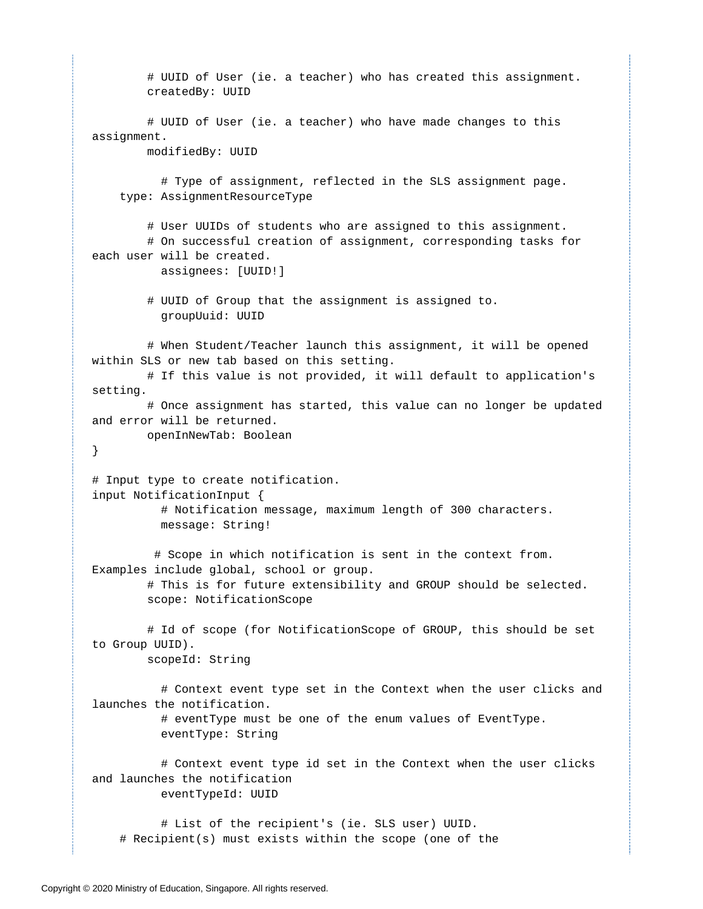```
        # UUID of User (ie. a teacher) who has created this assignment.
        createdBy: UUID

        # UUID of User (ie. a teacher) who have made changes to this
assignment.
        modifiedBy: UUID

          # Type of assignment, reflected in the SLS assignment page.
    type: AssignmentResourceType

        # User UUIDs of students who are assigned to this assignment.
        # On successful creation of assignment, corresponding tasks for
each user will be created.
          assignees: [UUID!]

        # UUID of Group that the assignment is assigned to.
          groupUuid: UUID

        # When Student/Teacher launch this assignment, it will be opened
within SLS or new tab based on this setting.
        # If this value is not provided, it will default to application's
setting.
        # Once assignment has started, this value can no longer be updated
and error will be returned.
        openInNewTab: Boolean
}

# Input type to create notification.
input NotificationInput {
          # Notification message, maximum length of 300 characters.
          message: String!

         # Scope in which notification is sent in the context from.
Examples include global, school or group.
        # This is for future extensibility and GROUP should be selected.
        scope: NotificationScope

        # Id of scope (for NotificationScope of GROUP, this should be set
to Group UUID).
        scopeId: String

          # Context event type set in the Context when the user clicks and
launches the notification.
          # eventType must be one of the enum values of EventType.
          eventType: String

          # Context event type id set in the Context when the user clicks
and launches the notification
          eventTypeId: UUID

          # List of the recipient's (ie. SLS user) UUID.
    # Recipient(s) must exists within the scope (one of the
```

Copyright © 2020 Ministry of Education, Singapore. All rights reserved.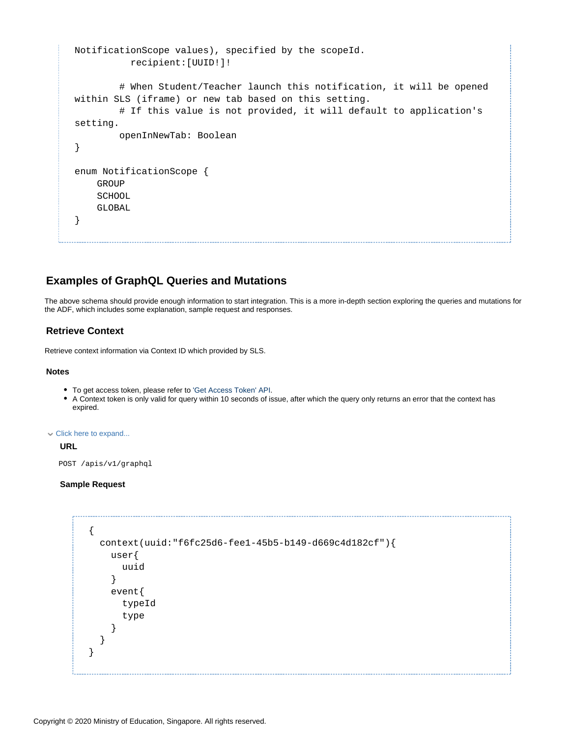```
NotificationScope values), specified by the scopeId.
          recipient:[UUID!]!

        # When Student/Teacher launch this notification, it will be opened
within SLS (iframe) or new tab based on this setting.
        # If this value is not provided, it will default to application's
setting.
        openInNewTab: Boolean
}

enum NotificationScope {
    GROUP
    SCHOOL
    GLOBAL
}
```

## Examples of GraphQL Queries and Mutations

The above schema should provide enough information to start integration. This is a more in-depth section exploring the queries and mutations for the ADF, which includes some explanation, sample request and responses.

### Retrieve Context

Retrieve context information via Context ID which provided by SLS.

#### Notes

- To get access token, please refer to 'Get Access Token' API.
- A Context token is only valid for query within 10 seconds of issue, after which the query only returns an error that the context has expired.

Click here to expand...

**URL**

```
POST /apis/v1/graphql
```

**Sample Request**

```
{
  context(uuid:"f6fc25d6-fee1-45b5-b149-d669c4d182cf"){
    user{
      uuid
    }
    event{
      typeId
      type
    }
  }
}
```

Copyright © 2020 Ministry of Education, Singapore. All rights reserved.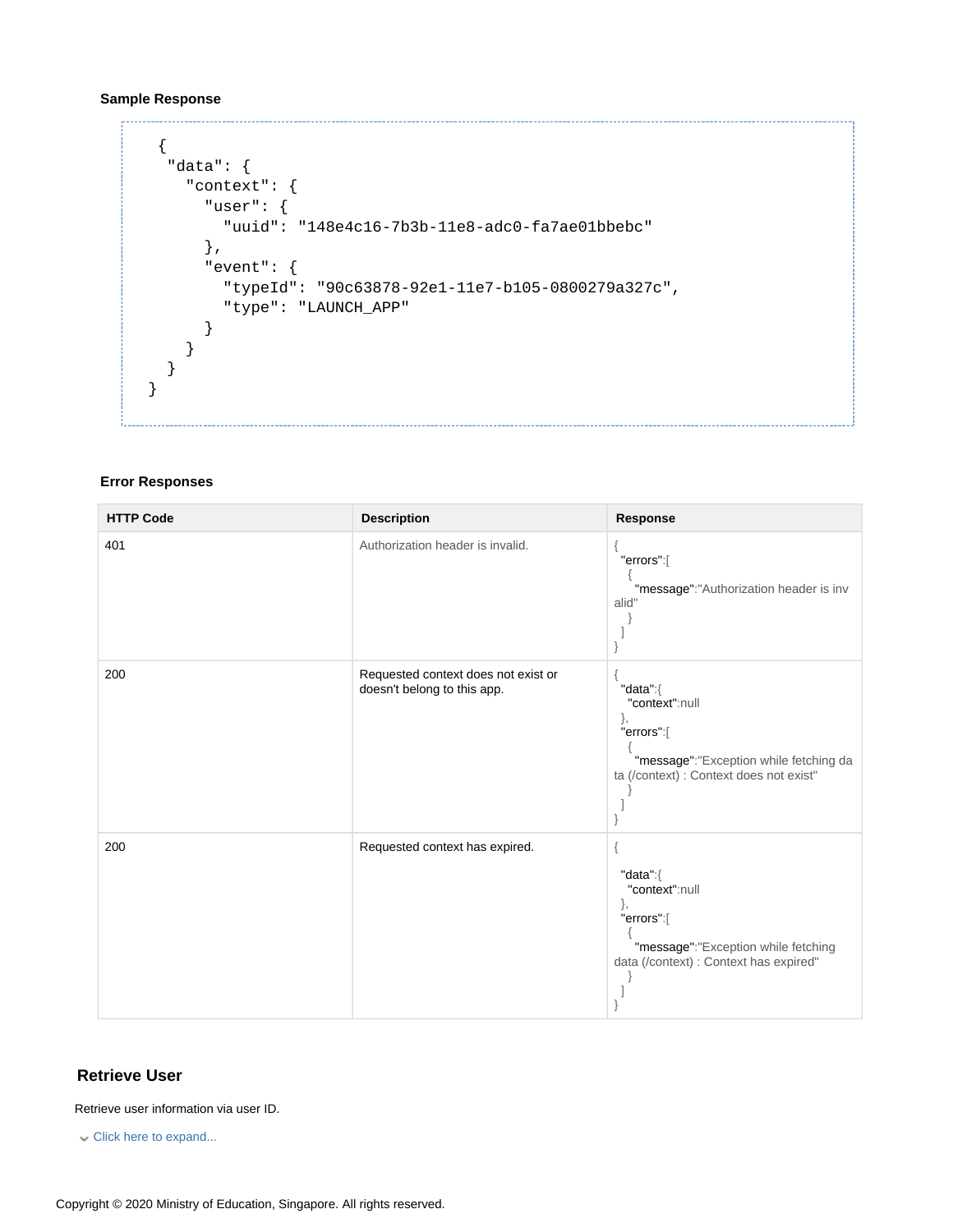**Sample Response**

```
{
  "data": {
    "context": {
      "user": {
        "uuid": "148e4c16-7b3b-11e8-adc0-fa7ae01bbebc"
      },
      "event": {
        "typeId": "90c63878-92e1-11e7-b105-0800279a327c",
        "type": "LAUNCH_APP"
      }
    }
  }
}
```

**Error Responses**

| HTTP Code | Description | Response |
|---|---|---|
| 401 | Authorization header is invalid. | { "errors":[ { "message":"Authorization header is invalid" } ] } |
| 200 | Requested context does not exist or doesn't belong to this app. | { "data":{ "context":null }, "errors":[ { "message":"Exception while fetching data (/context) : Context does not exist" } ] } |
| 200 | Requested context has expired. | { "data":{ "context":null }, "errors":[ { "message":"Exception while fetching data (/context) : Context has expired" } ] } |

## Retrieve User

Retrieve user information via user ID.

Click here to expand...

Copyright © 2020 Ministry of Education, Singapore. All rights reserved.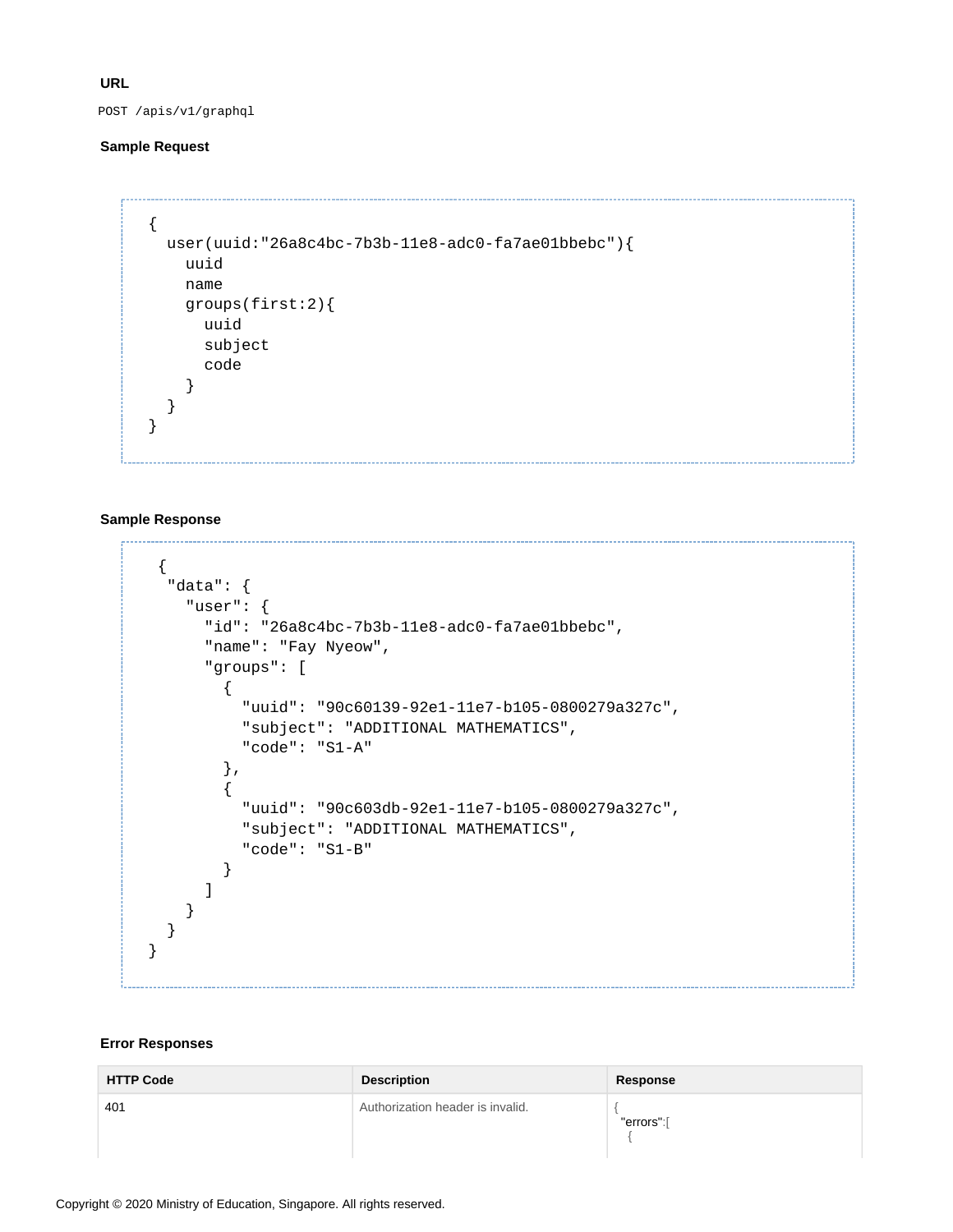**URL**

POST /apis/v1/graphql

**Sample Request**

```
{
  user(uuid:"26a8c4bc-7b3b-11e8-adc0-fa7ae01bbebc"){
    uuid
    name
    groups(first:2){
      uuid
      subject
      code
    }
  }
}
```

**Sample Response**

```
 {
  "data": {
    "user": {
      "id": "26a8c4bc-7b3b-11e8-adc0-fa7ae01bbebc",
      "name": "Fay Nyeow",
      "groups": [
        {
          "uuid": "90c60139-92e1-11e7-b105-0800279a327c",
          "subject": "ADDITIONAL MATHEMATICS",
          "code": "S1-A"
        },
        {
          "uuid": "90c603db-92e1-11e7-b105-0800279a327c",
          "subject": "ADDITIONAL MATHEMATICS",
          "code": "S1-B"
        }
      ]
    }
  }
}
```

**Error Responses**

| HTTP Code | Description | Response |
| --- | --- | --- |
| 401 | Authorization header is invalid. | { "errors":[ { |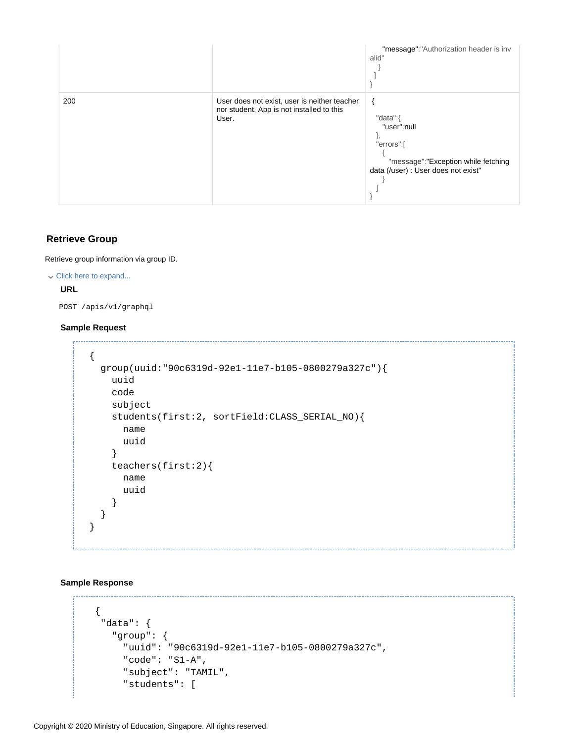| | | "message":"Authorization header is invalid" } ] } |
|---|---|---|
| 200 | User does not exist, user is neither teacher nor student, App is not installed to this User. | { "data":{ "user":null }, "errors":[ { "message":"Exception while fetching data (/user) : User does not exist" } ] } |

### Retrieve Group

Retrieve group information via group ID.

Click here to expand...

**URL**

```
POST /apis/v1/graphql
```

**Sample Request**

```
{
  group(uuid:"90c6319d-92e1-11e7-b105-0800279a327c"){
    uuid
    code
    subject
    students(first:2, sortField:CLASS_SERIAL_NO){
      name
      uuid
    }
    teachers(first:2){
      name
      uuid
    }
  }
}
```

**Sample Response**

```
 {
  "data": {
    "group": {
      "uuid": "90c6319d-92e1-11e7-b105-0800279a327c",
      "code": "S1-A",
      "subject": "TAMIL",
      "students": [
```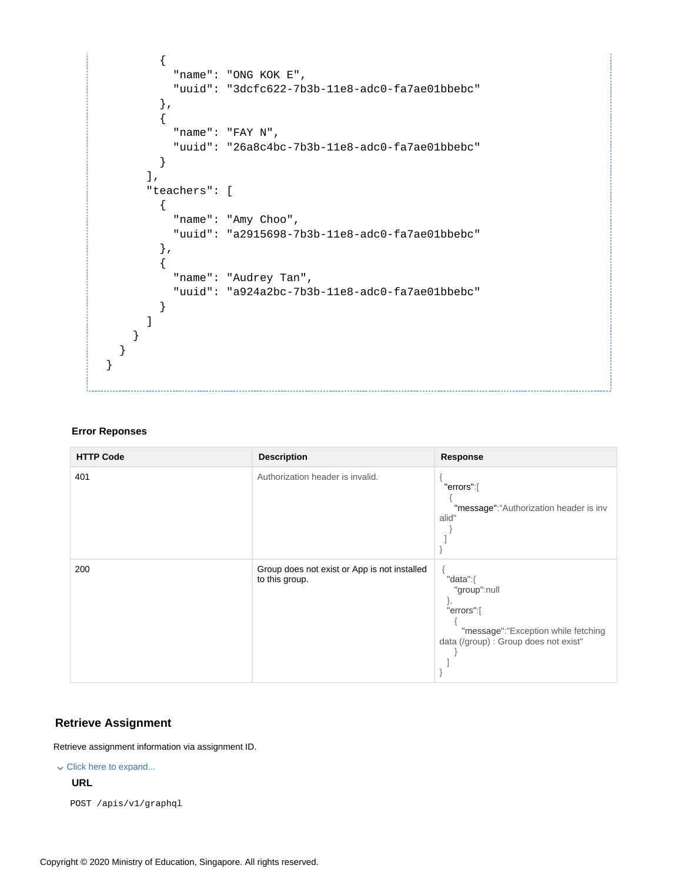```
          {
            "name": "ONG KOK E",
            "uuid": "3dcfc622-7b3b-11e8-adc0-fa7ae01bbebc"
          },
          {
            "name": "FAY N",
            "uuid": "26a8c4bc-7b3b-11e8-adc0-fa7ae01bbebc"
          }
        ],
        "teachers": [
          {
            "name": "Amy Choo",
            "uuid": "a2915698-7b3b-11e8-adc0-fa7ae01bbebc"
          },
          {
            "name": "Audrey Tan",
            "uuid": "a924a2bc-7b3b-11e8-adc0-fa7ae01bbebc"
          }
        ]
      }
    }
  }
```

**Error Reponses**

| HTTP Code | Description | Response |
| --- | --- | --- |
| 401 | Authorization header is invalid. | { "errors":[ { "message":"Authorization header is invalid" } ] } |
| 200 | Group does not exist or App is not installed to this group. | { "data":{ "group":null }, "errors":[ { "message":"Exception while fetching data (/group) : Group does not exist" } ] } |

## Retrieve Assignment

Retrieve assignment information via assignment ID.

Click here to expand...

**URL**

```
POST /apis/v1/graphql
```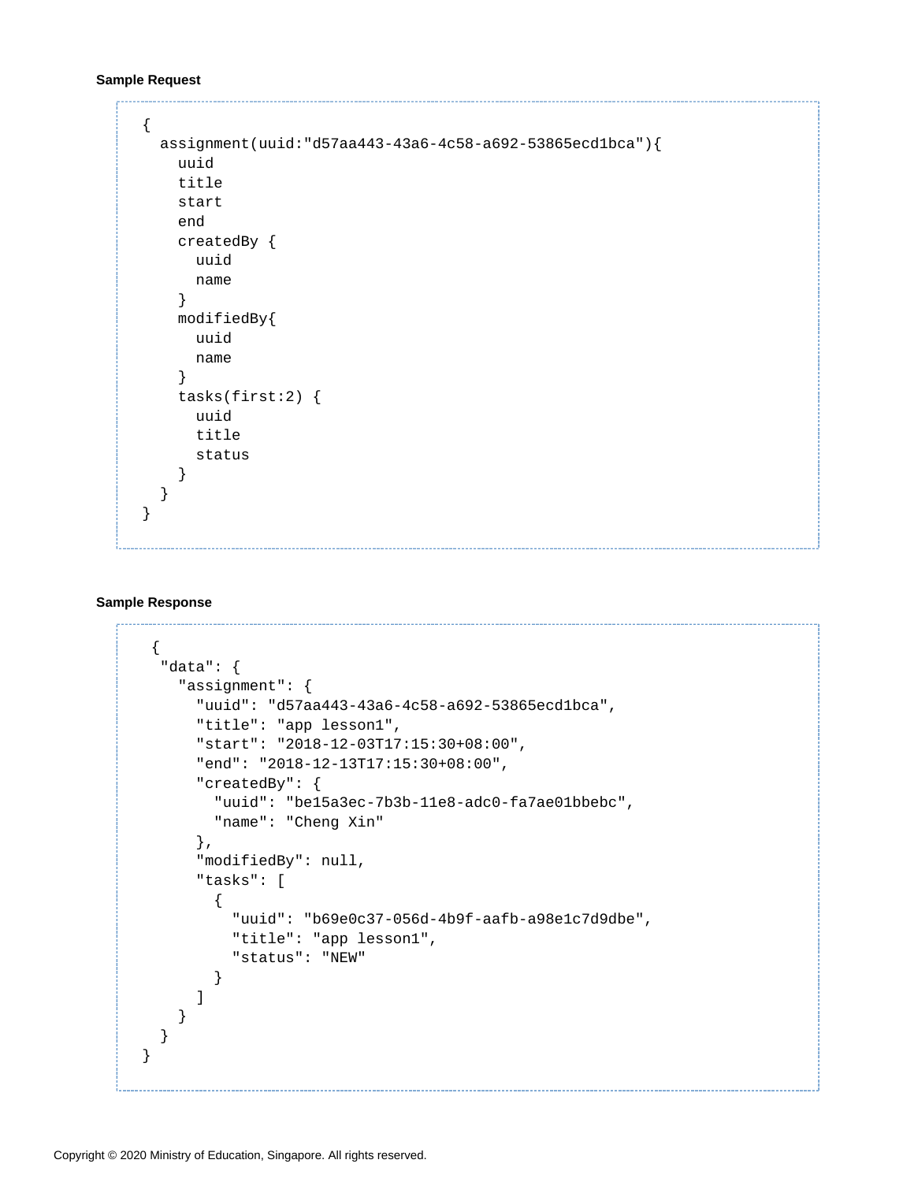**Sample Request**

```
{
  assignment(uuid:"d57aa443-43a6-4c58-a692-53865ecd1bca"){
    uuid
    title
    start
    end
    createdBy {
      uuid
      name
    }
    modifiedBy{
      uuid
      name
    }
    tasks(first:2) {
      uuid
      title
      status
    }
  }
}
```

**Sample Response**

```
 {
  "data": {
    "assignment": {
      "uuid": "d57aa443-43a6-4c58-a692-53865ecd1bca",
      "title": "app lesson1",
      "start": "2018-12-03T17:15:30+08:00",
      "end": "2018-12-13T17:15:30+08:00",
      "createdBy": {
        "uuid": "be15a3ec-7b3b-11e8-adc0-fa7ae01bbebc",
        "name": "Cheng Xin"
      },
      "modifiedBy": null,
      "tasks": [
        {
          "uuid": "b69e0c37-056d-4b9f-aafb-a98e1c7d9dbe",
          "title": "app lesson1",
          "status": "NEW"
        }
      ]
    }
  }
}
```

Copyright © 2020 Ministry of Education, Singapore. All rights reserved.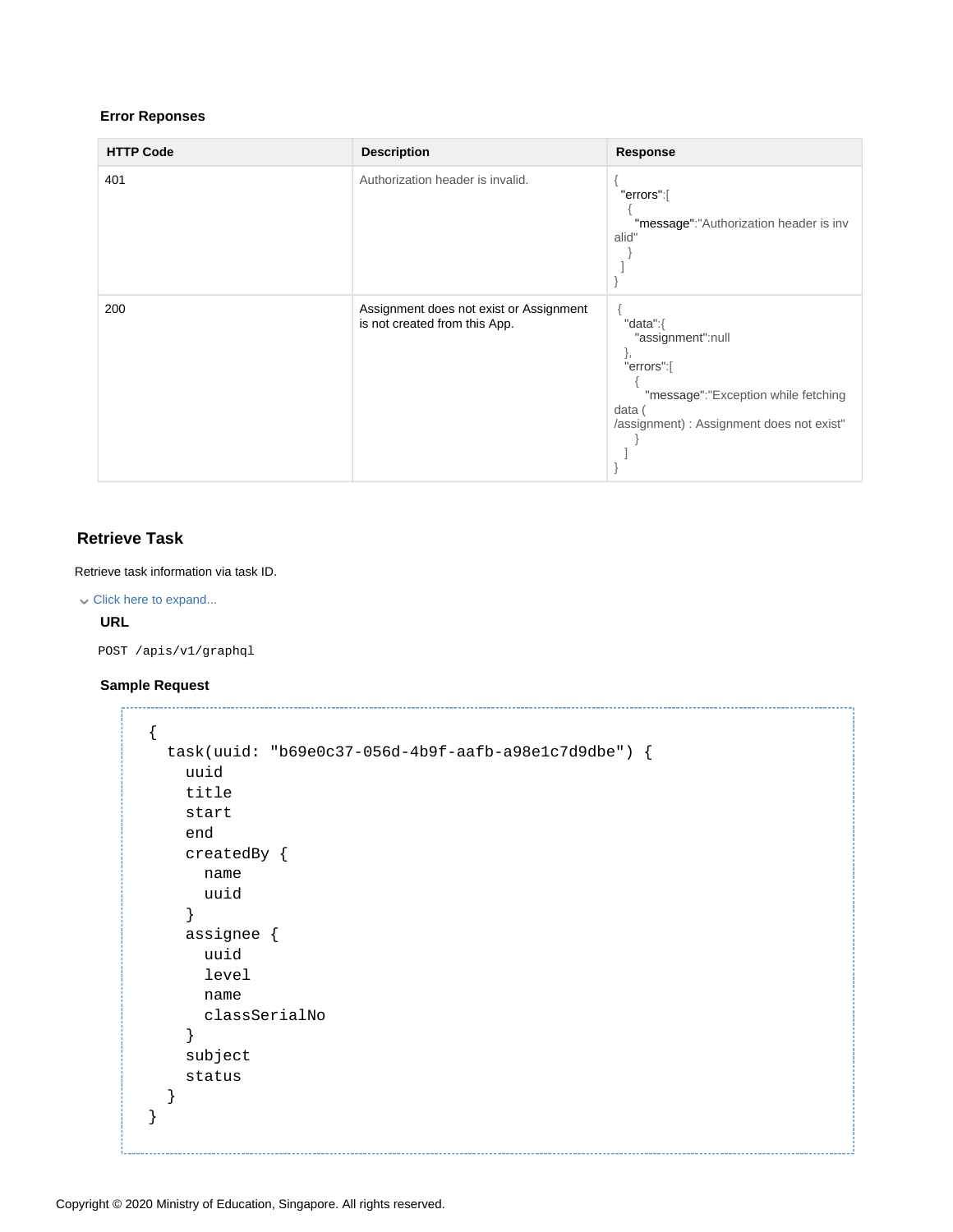#### Error Reponses

| HTTP Code | Description | Response |
| --- | --- | --- |
| 401 | Authorization header is invalid. | { "errors":[ { "message":"Authorization header is invalid" } ] } |
| 200 | Assignment does not exist or Assignment is not created from this App. | { "data":{ "assignment":null }, "errors":[ { "message":"Exception while fetching data ( /assignment) : Assignment does not exist" } ] } |

## Retrieve Task

Retrieve task information via task ID.

Click here to expand...

#### URL

```
POST /apis/v1/graphql
```

#### Sample Request

```
{
  task(uuid: "b69e0c37-056d-4b9f-aafb-a98e1c7d9dbe") {
    uuid
    title
    start
    end
    createdBy {
      name
      uuid
    }
    assignee {
      uuid
      level
      name
      classSerialNo
    }
    subject
    status
  }
}
```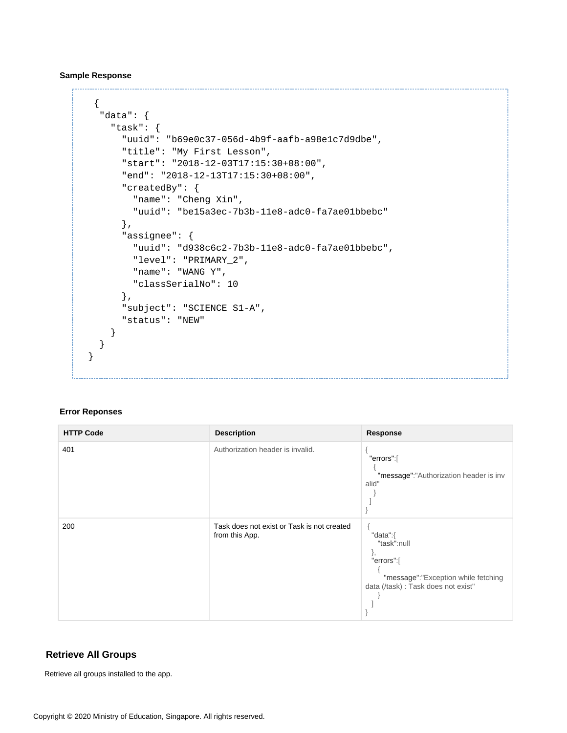**Sample Response**

```
{
  "data": {
    "task": {
      "uuid": "b69e0c37-056d-4b9f-aafb-a98e1c7d9dbe",
      "title": "My First Lesson",
      "start": "2018-12-03T17:15:30+08:00",
      "end": "2018-12-13T17:15:30+08:00",
      "createdBy": {
        "name": "Cheng Xin",
        "uuid": "be15a3ec-7b3b-11e8-adc0-fa7ae01bbebc"
      },
      "assignee": {
        "uuid": "d938c6c2-7b3b-11e8-adc0-fa7ae01bbebc",
        "level": "PRIMARY_2",
        "name": "WANG Y",
        "classSerialNo": 10
      },
      "subject": "SCIENCE S1-A",
      "status": "NEW"
    }
  }
}
```

**Error Reponses**

| HTTP Code | Description | Response |
|---|---|---|
| 401 | Authorization header is invalid. | { "errors":[ { "message":"Authorization header is invalid" } ] } |
| 200 | Task does not exist or Task is not created from this App. | { "data":{ "task":null }, "errors":[ { "message":"Exception while fetching data (/task) : Task does not exist" } ] } |

## Retrieve All Groups

Retrieve all groups installed to the app.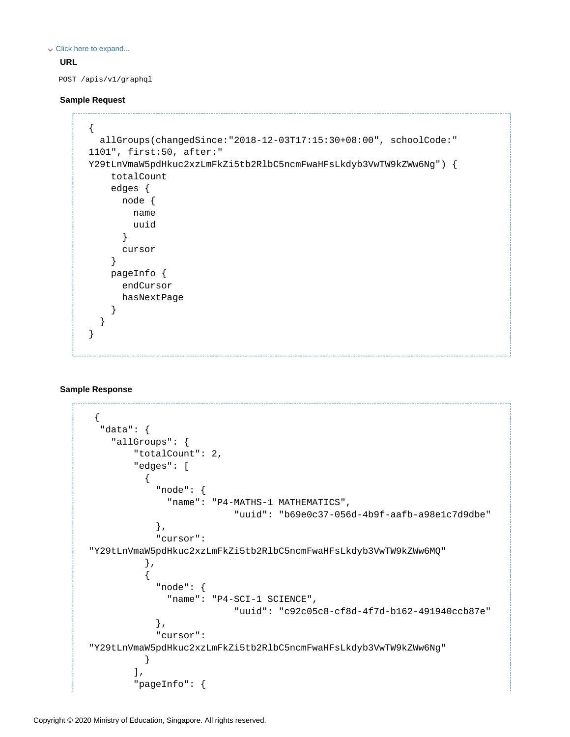Click here to expand...

**URL**

```
POST /apis/v1/graphql
```

**Sample Request**

```
{
  allGroups(changedSince:"2018-12-03T17:15:30+08:00", schoolCode:"
1101", first:50, after:"
Y29tLnVmaW5pdHkuc2xzLmFkZi5tb2RlbC5ncmFwaHFsLkdyb3VwTW9kZWw6Ng") {
    totalCount
    edges {
      node {
        name
        uuid
      }
      cursor
    }
    pageInfo {
      endCursor
      hasNextPage
    }
  }
}
```

**Sample Response**

```
 {
  "data": {
    "allGroups": {
        "totalCount": 2,
        "edges": [
          {
            "node": {
              "name": "P4-MATHS-1 MATHEMATICS",
                          "uuid": "b69e0c37-056d-4b9f-aafb-a98e1c7d9dbe"
            },
            "cursor":
"Y29tLnVmaW5pdHkuc2xzLmFkZi5tb2RlbC5ncmFwaHFsLkdyb3VwTW9kZWw6MQ"
          },
          {
            "node": {
              "name": "P4-SCI-1 SCIENCE",
                          "uuid": "c92c05c8-cf8d-4f7d-b162-491940ccb87e"
            },
            "cursor":
"Y29tLnVmaW5pdHkuc2xzLmFkZi5tb2RlbC5ncmFwaHFsLkdyb3VwTW9kZWw6Ng"
          }
        ],
        "pageInfo": {
```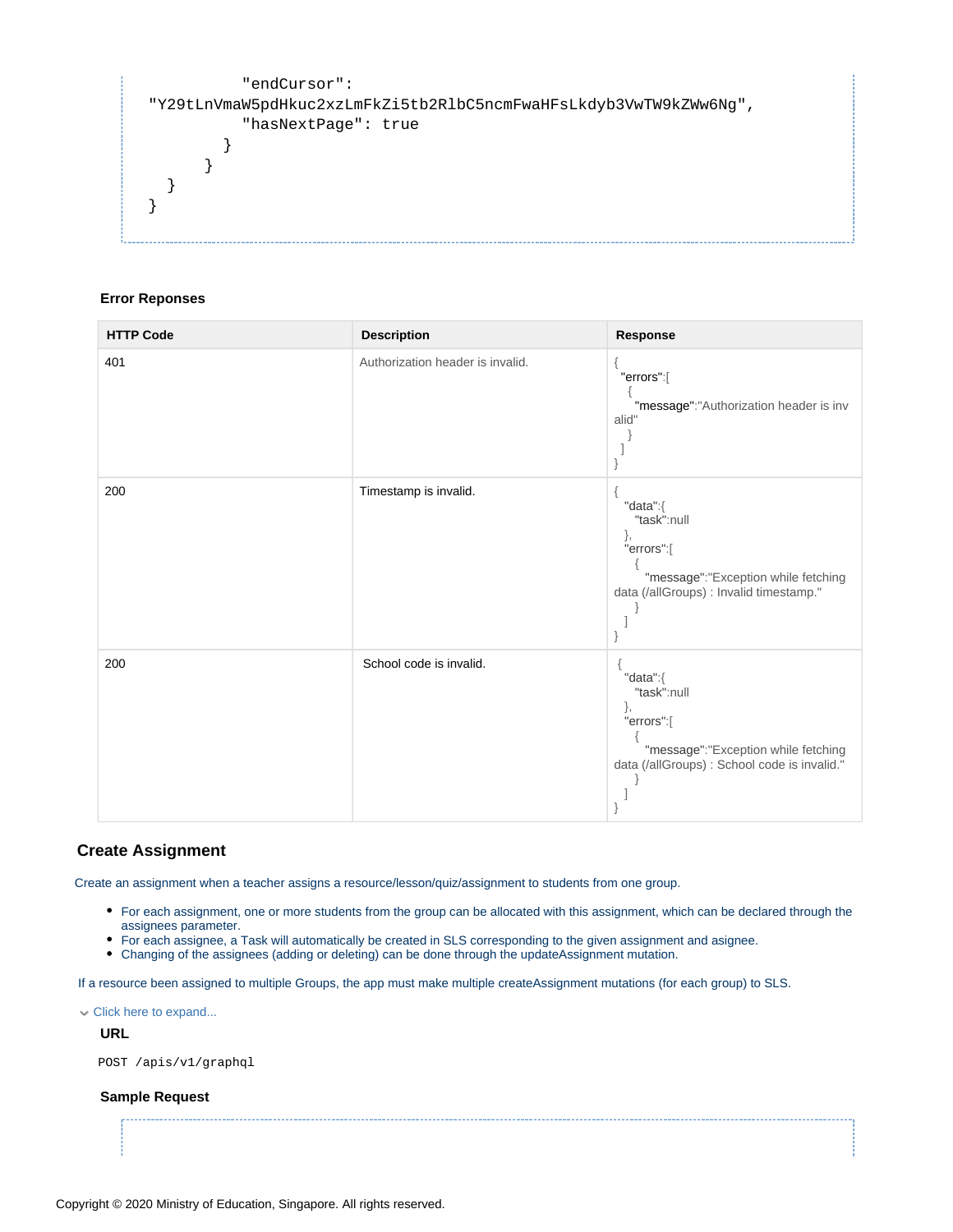```
            "endCursor":
"Y29tLnVmaW5pdHkuc2xzLmFkZi5tb2RlbC5ncmFwaHFsLkdyb3VwTW9kZWw6Ng",
            "hasNextPage": true
          }
        }
    }
  }
```

**Error Reponses**

| HTTP Code | Description | Response |
|---|---|---|
| 401 | Authorization header is invalid. | { "errors":[ { "message":"Authorization header is invalid" } ] } |
| 200 | Timestamp is invalid. | { "data":{ "task":null }, "errors":[ { "message":"Exception while fetching data (/allGroups) : Invalid timestamp." } ] } |
| 200 | School code is invalid. | { "data":{ "task":null }, "errors":[ { "message":"Exception while fetching data (/allGroups) : School code is invalid." } ] } |

## Create Assignment

Create an assignment when a teacher assigns a resource/lesson/quiz/assignment to students from one group.

- For each assignment, one or more students from the group can be allocated with this assignment, which can be declared through the assignees parameter.
- For each assignee, a Task will automatically be created in SLS corresponding to the given assignment and asignee.
- Changing of the assignees (adding or deleting) can be done through the updateAssignment mutation.

If a resource been assigned to multiple Groups, the app must make multiple createAssignment mutations (for each group) to SLS.

Click here to expand...

**URL**

```
POST /apis/v1/graphql
```

**Sample Request**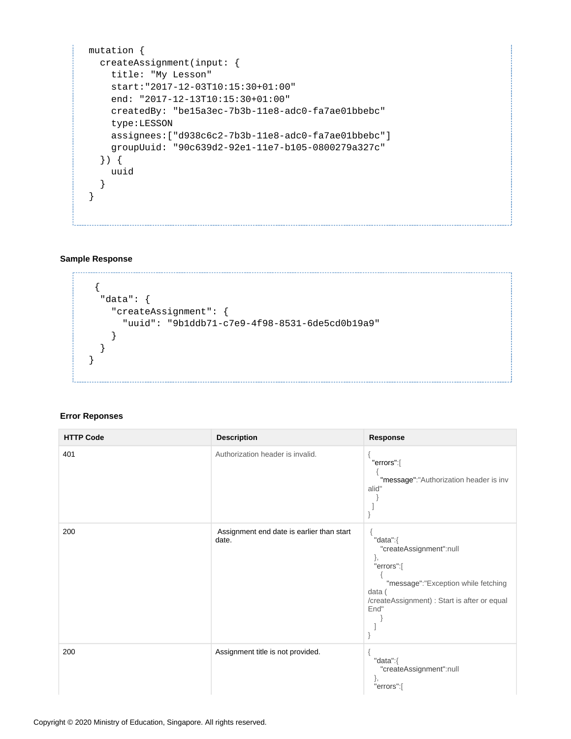```
mutation {
  createAssignment(input: {
    title: "My Lesson"
    start:"2017-12-03T10:15:30+01:00"
    end: "2017-12-13T10:15:30+01:00"
    createdBy: "be15a3ec-7b3b-11e8-adc0-fa7ae01bbebc"
    type:LESSON
    assignees:["d938c6c2-7b3b-11e8-adc0-fa7ae01bbebc"]
    groupUuid: "90c639d2-92e1-11e7-b105-0800279a327c"
  }) {
    uuid
  }
}
```

**Sample Response**

```
 {
  "data": {
    "createAssignment": {
      "uuid": "9b1ddb71-c7e9-4f98-8531-6de5cd0b19a9"
    }
  }
}
```

**Error Reponses**

| HTTP Code | Description | Response |
|---|---|---|
| 401 | Authorization header is invalid. | { "errors":[ { "message":"Authorization header is invalid" } ] } |
| 200 | Assignment end date is earlier than start date. | { "data":{ "createAssignment":null }, "errors":[ { "message":"Exception while fetching data ( /createAssignment) : Start is after or equal End" } ] } |
| 200 | Assignment title is not provided. | { "data":{ "createAssignment":null }, "errors":[ |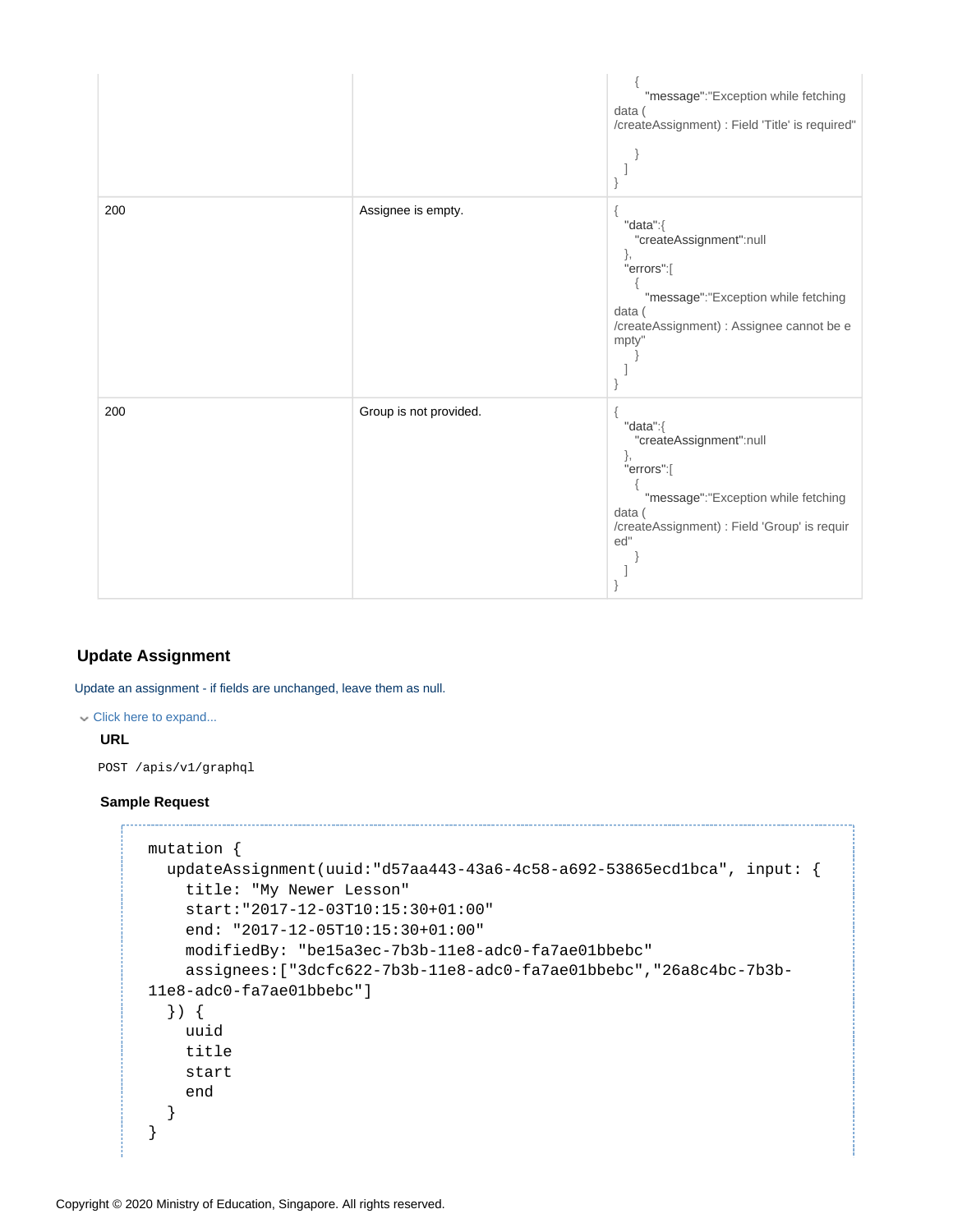| | | { "message":"Exception while fetching data ( /createAssignment) : Field 'Title' is required" } ] } |
| --- | --- | --- |
| 200 | Assignee is empty. | { "data":{ "createAssignment":null }, "errors":[ { "message":"Exception while fetching data ( /createAssignment) : Assignee cannot be empty" } ] } |
| 200 | Group is not provided. | { "data":{ "createAssignment":null }, "errors":[ { "message":"Exception while fetching data ( /createAssignment) : Field 'Group' is required" } ] } |

### Update Assignment

Update an assignment - if fields are unchanged, leave them as null.

Click here to expand...

**URL**

```
POST /apis/v1/graphql
```

**Sample Request**

```
mutation {
  updateAssignment(uuid:"d57aa443-43a6-4c58-a692-53865ecd1bca", input: {
    title: "My Newer Lesson"
    start:"2017-12-03T10:15:30+01:00"
    end: "2017-12-05T10:15:30+01:00"
    modifiedBy: "be15a3ec-7b3b-11e8-adc0-fa7ae01bbebc"
    assignees:["3dcfc622-7b3b-11e8-adc0-fa7ae01bbebc","26a8c4bc-7b3b-11e8-adc0-fa7ae01bbebc"]
  }) {
    uuid
    title
    start
    end
  }
}
```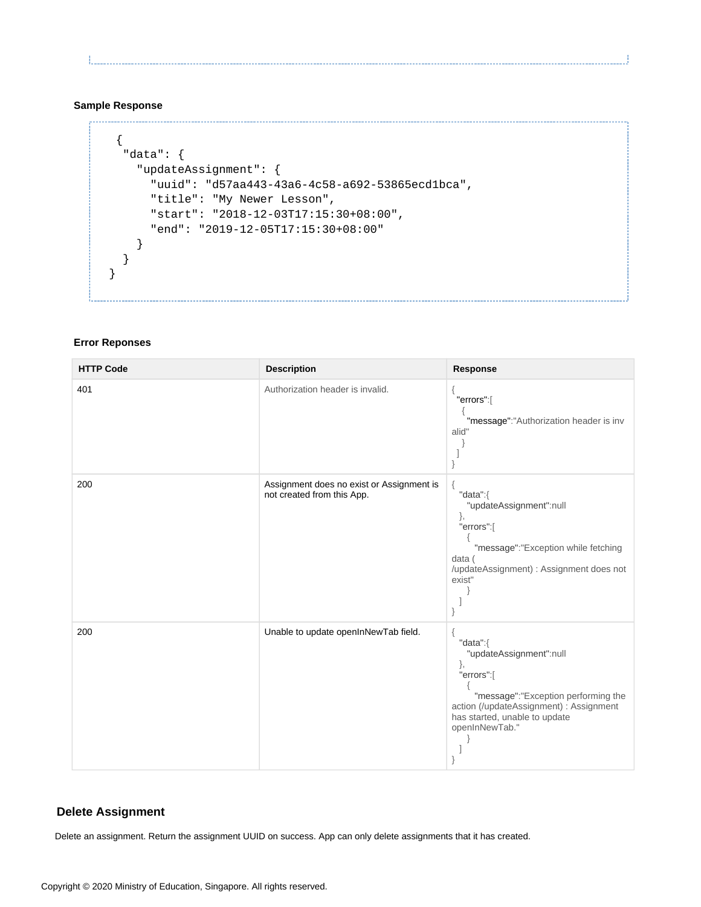**Sample Response**

```
{
  "data": {
    "updateAssignment": {
      "uuid": "d57aa443-43a6-4c58-a692-53865ecd1bca",
      "title": "My Newer Lesson",
      "start": "2018-12-03T17:15:30+08:00",
      "end": "2019-12-05T17:15:30+08:00"
    }
  }
}
```

**Error Reponses**

| HTTP Code | Description | Response |
|---|---|---|
| 401 | Authorization header is invalid. | { "errors":[ { "message":"Authorization header is invalid" } ] } |
| 200 | Assignment does no exist or Assignment is not created from this App. | { "data":{ "updateAssignment":null }, "errors":[ { "message":"Exception while fetching data ( /updateAssignment) : Assignment does not exist" } ] } |
| 200 | Unable to update openInNewTab field. | { "data":{ "updateAssignment":null }, "errors":[ { "message":"Exception performing the action (/updateAssignment) : Assignment has started, unable to update openInNewTab." } ] } |

## Delete Assignment

Delete an assignment. Return the assignment UUID on success. App can only delete assignments that it has created.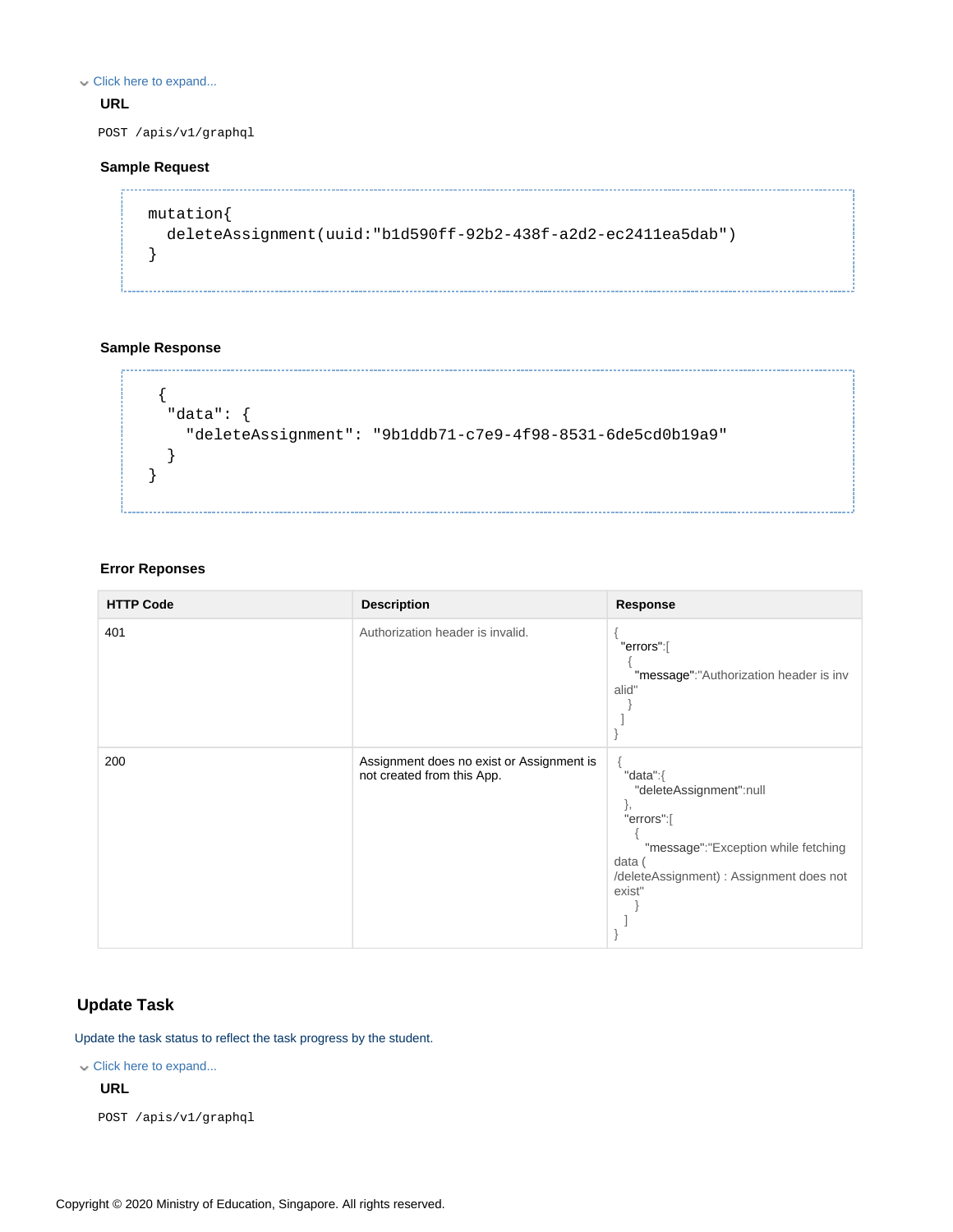Click here to expand...

**URL**

```
POST /apis/v1/graphql
```

**Sample Request**

```
mutation{
  deleteAssignment(uuid:"b1d590ff-92b2-438f-a2d2-ec2411ea5dab")
}
```

**Sample Response**

```
 {
  "data": {
    "deleteAssignment": "9b1ddb71-c7e9-4f98-8531-6de5cd0b19a9"
  }
}
```

**Error Reponses**

| HTTP Code | Description | Response |
|---|---|---|
| 401 | Authorization header is invalid. | { "errors":[ { "message":"Authorization header is invalid" } ] } |
| 200 | Assignment does no exist or Assignment is not created from this App. | { "data":{ "deleteAssignment":null }, "errors":[ { "message":"Exception while fetching data ( /deleteAssignment) : Assignment does not exist" } ] } |

## Update Task

Update the task status to reflect the task progress by the student.

Click here to expand...

**URL**

```
POST /apis/v1/graphql
```

Copyright © 2020 Ministry of Education, Singapore. All rights reserved.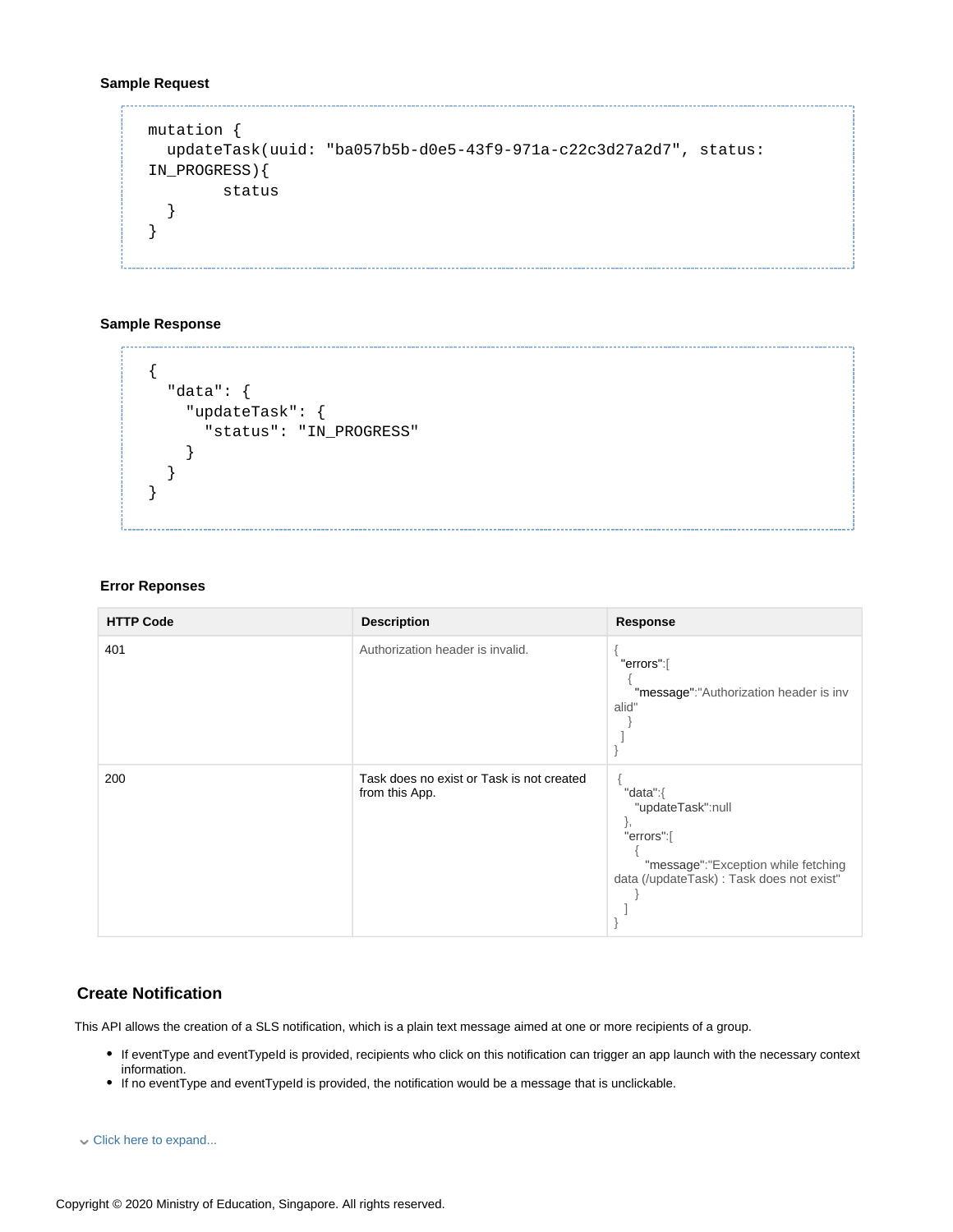**Sample Request**

```
mutation {
  updateTask(uuid: "ba057b5b-d0e5-43f9-971a-c22c3d27a2d7", status:
IN_PROGRESS){
        status
  }
}
```

**Sample Response**

```
{
  "data": {
    "updateTask": {
      "status": "IN_PROGRESS"
    }
  }
}
```

**Error Reponses**

| HTTP Code | Description | Response |
|---|---|---|
| 401 | Authorization header is invalid. | { "errors":[ { "message":"Authorization header is invalid" } ] } |
| 200 | Task does no exist or Task is not created from this App. | { "data":{ "updateTask":null }, "errors":[ { "message":"Exception while fetching data (/updateTask) : Task does not exist" } ] } |

## Create Notification

This API allows the creation of a SLS notification, which is a plain text message aimed at one or more recipients of a group.

- If eventType and eventTypeId is provided, recipients who click on this notification can trigger an app launch with the necessary context information.
- If no eventType and eventTypeId is provided, the notification would be a message that is unclickable.

Click here to expand...

Copyright © 2020 Ministry of Education, Singapore. All rights reserved.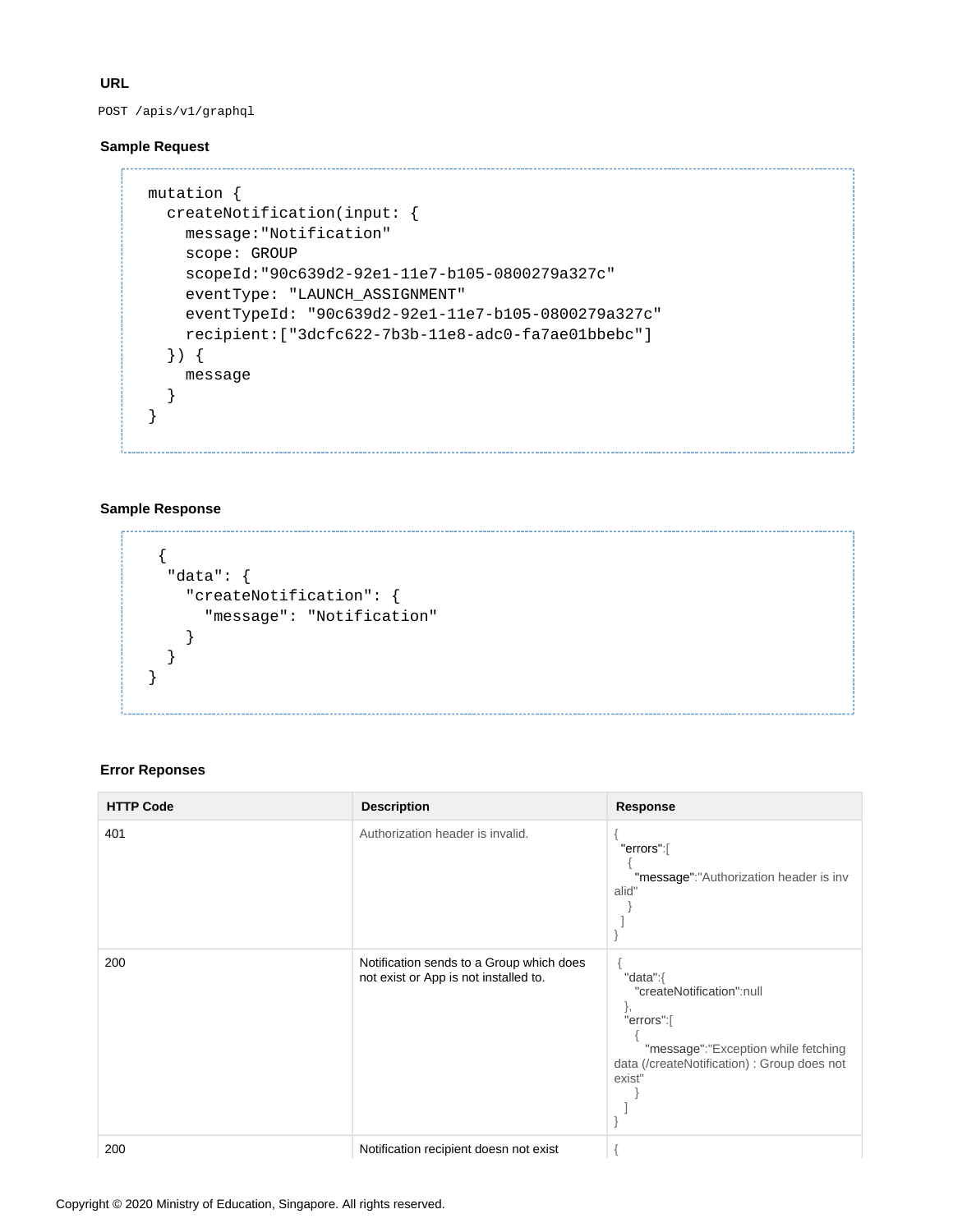**URL**

```
POST /apis/v1/graphql
```

**Sample Request**

```
mutation {
  createNotification(input: {
    message:"Notification"
    scope: GROUP
    scopeId:"90c639d2-92e1-11e7-b105-0800279a327c"
    eventType: "LAUNCH_ASSIGNMENT"
    eventTypeId: "90c639d2-92e1-11e7-b105-0800279a327c"
    recipient:["3dcfc622-7b3b-11e8-adc0-fa7ae01bbebc"]
  }) {
    message
  }
}
```

**Sample Response**

```
 {
  "data": {
    "createNotification": {
      "message": "Notification"
    }
  }
}
```

**Error Reponses**

| HTTP Code | Description | Response |
|---|---|---|
| 401 | Authorization header is invalid. | { "errors":[ { "message":"Authorization header is invalid" } ] } |
| 200 | Notification sends to a Group which does not exist or App is not installed to. | { "data":{ "createNotification":null }, "errors":[ { "message":"Exception while fetching data (/createNotification) : Group does not exist" } ] } |
| 200 | Notification recipient doesn not exist | { |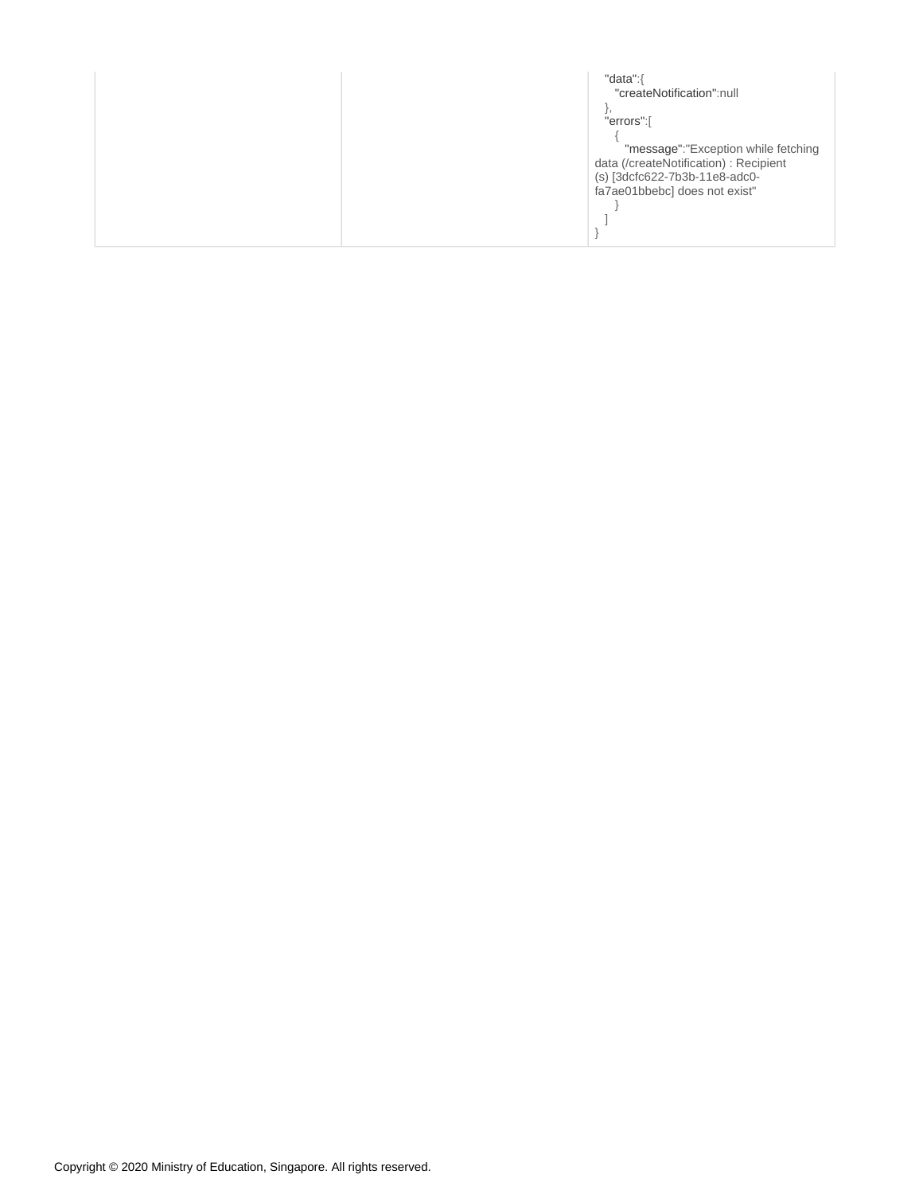|  |  | "data":{<br>"createNotification":null<br>},<br>"errors":[<br>{<br>"message":"Exception while fetching data (/createNotification) : Recipient (s) [3dcfc622-7b3b-11e8-adc0-fa7ae01bbebc] does not exist"<br>}<br>]<br>} |
| --- | --- | --- |

Copyright © 2020 Ministry of Education, Singapore. All rights reserved.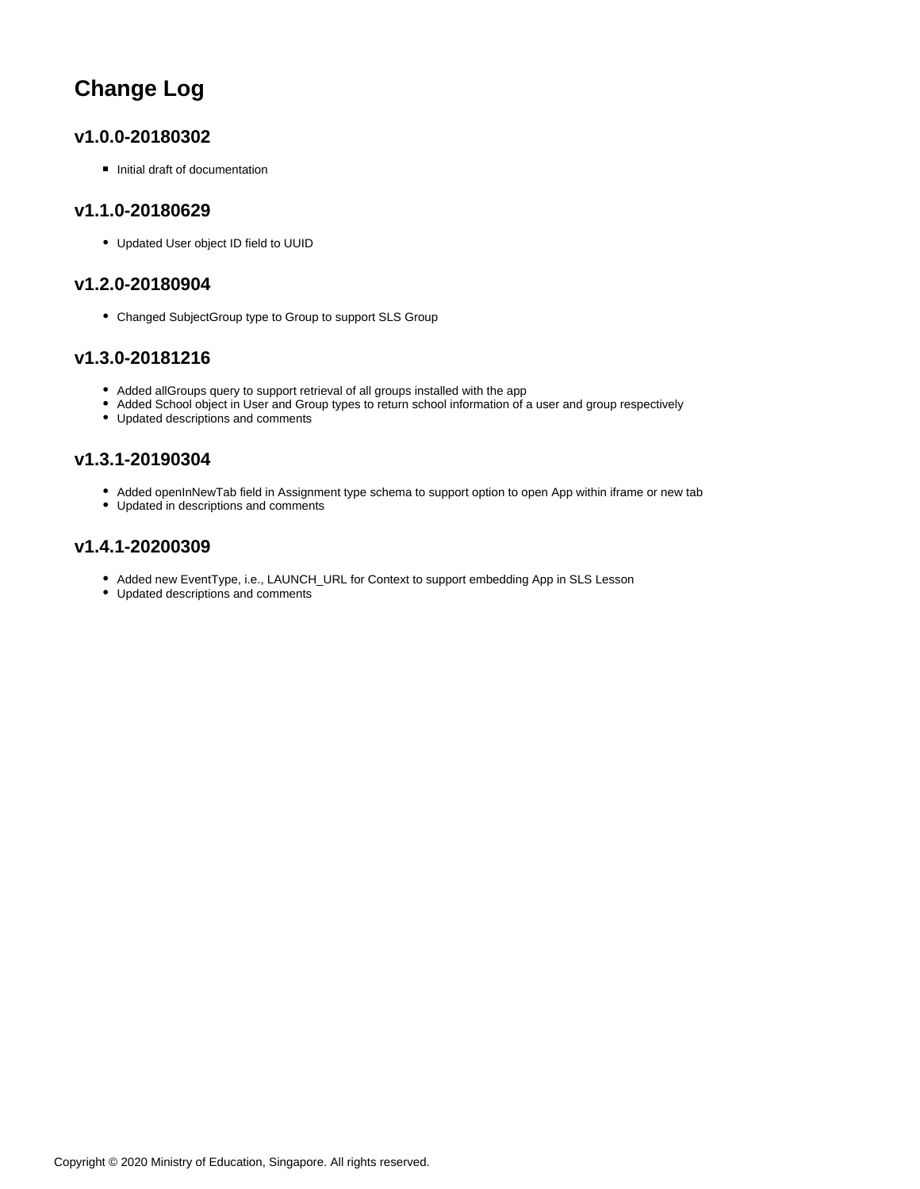# Change Log

## v1.0.0-20180302

- Initial draft of documentation

## v1.1.0-20180629

- Updated User object ID field to UUID

## v1.2.0-20180904

- Changed SubjectGroup type to Group to support SLS Group

## v1.3.0-20181216

- Added allGroups query to support retrieval of all groups installed with the app
- Added School object in User and Group types to return school information of a user and group respectively
- Updated descriptions and comments

## v1.3.1-20190304

- Added openInNewTab field in Assignment type schema to support option to open App within iframe or new tab
- Updated in descriptions and comments

## v1.4.1-20200309

- Added new EventType, i.e., LAUNCH_URL for Context to support embedding App in SLS Lesson
- Updated descriptions and comments

Copyright © 2020 Ministry of Education, Singapore. All rights reserved.